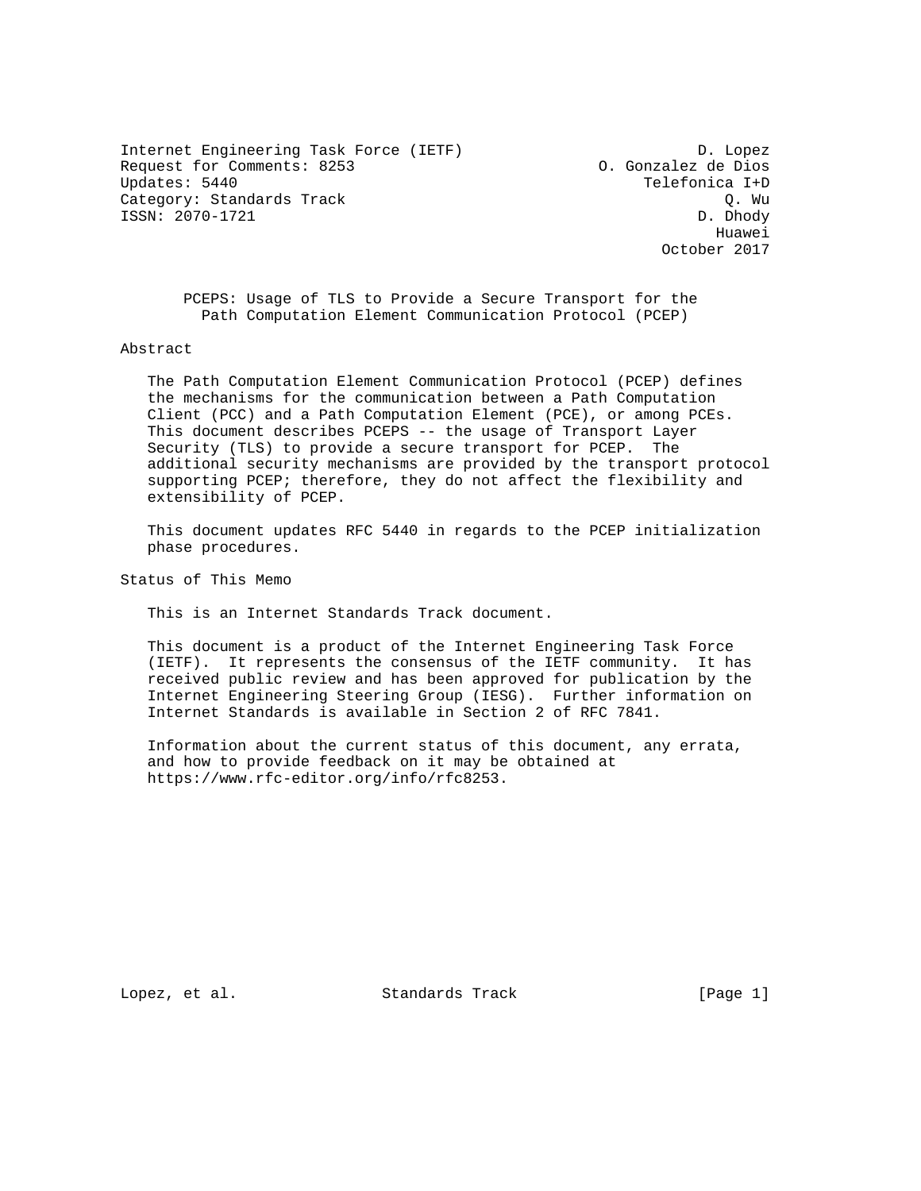Internet Engineering Task Force (IETF) D. Lopez
Request for Comments: 8253 O. Gonzalez de Dios
Updates: 5440 Telefonica I+D
Category: Standards Track Q. Wu
ISSN: 2070-1721 D. Dhody
Huawei
October 2017

# PCEPS: Usage of TLS to Provide a Secure Transport for the Path Computation Element Communication Protocol (PCEP)

## Abstract

The Path Computation Element Communication Protocol (PCEP) defines the mechanisms for the communication between a Path Computation Client (PCC) and a Path Computation Element (PCE), or among PCEs. This document describes PCEPS -- the usage of Transport Layer Security (TLS) to provide a secure transport for PCEP. The additional security mechanisms are provided by the transport protocol supporting PCEP; therefore, they do not affect the flexibility and extensibility of PCEP.

This document updates RFC 5440 in regards to the PCEP initialization phase procedures.

## Status of This Memo

This is an Internet Standards Track document.

This document is a product of the Internet Engineering Task Force (IETF). It represents the consensus of the IETF community. It has received public review and has been approved for publication by the Internet Engineering Steering Group (IESG). Further information on Internet Standards is available in Section 2 of RFC 7841.

Information about the current status of this document, any errata, and how to provide feedback on it may be obtained at https://www.rfc-editor.org/info/rfc8253.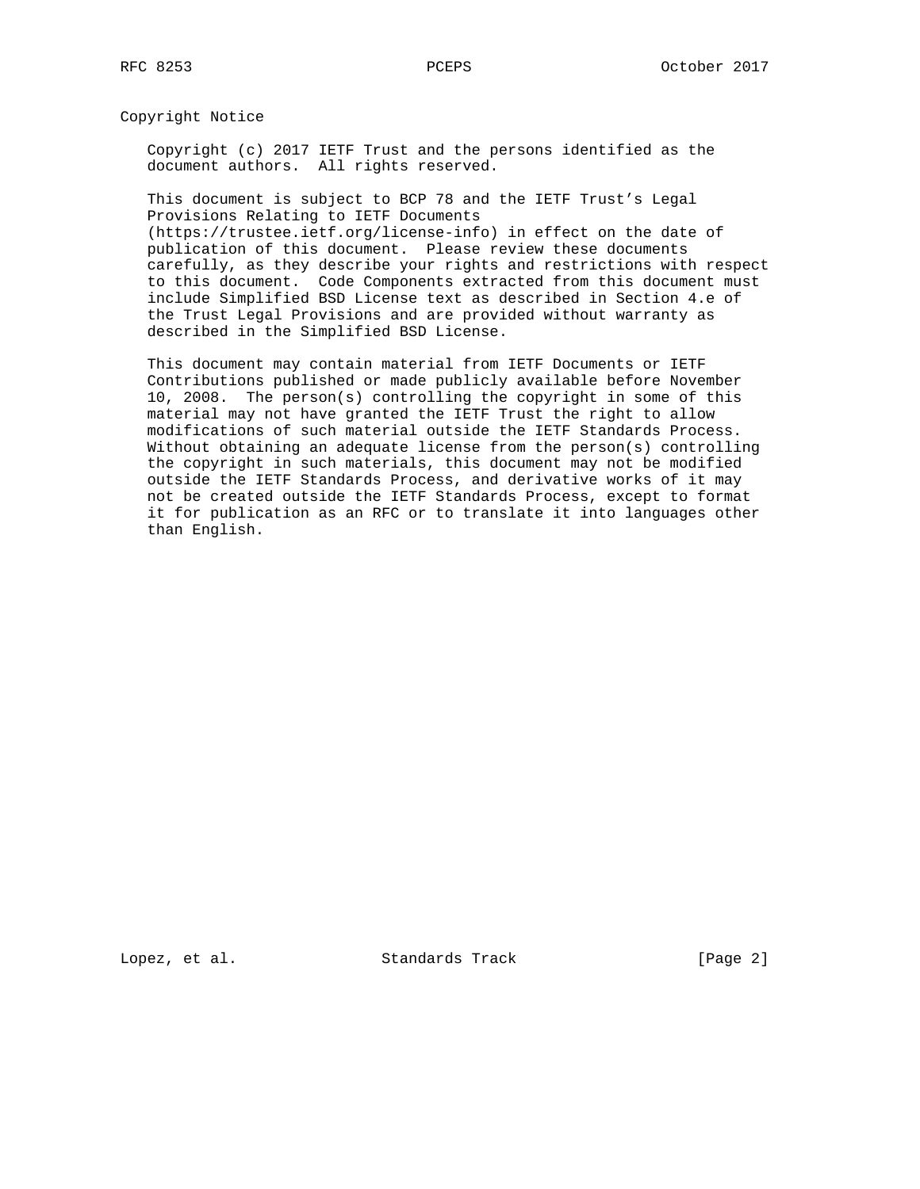## Copyright Notice

Copyright (c) 2017 IETF Trust and the persons identified as the document authors. All rights reserved.

This document is subject to BCP 78 and the IETF Trust's Legal Provisions Relating to IETF Documents (https://trustee.ietf.org/license-info) in effect on the date of publication of this document. Please review these documents carefully, as they describe your rights and restrictions with respect to this document. Code Components extracted from this document must include Simplified BSD License text as described in Section 4.e of the Trust Legal Provisions and are provided without warranty as described in the Simplified BSD License.

This document may contain material from IETF Documents or IETF Contributions published or made publicly available before November 10, 2008. The person(s) controlling the copyright in some of this material may not have granted the IETF Trust the right to allow modifications of such material outside the IETF Standards Process. Without obtaining an adequate license from the person(s) controlling the copyright in such materials, this document may not be modified outside the IETF Standards Process, and derivative works of it may not be created outside the IETF Standards Process, except to format it for publication as an RFC or to translate it into languages other than English.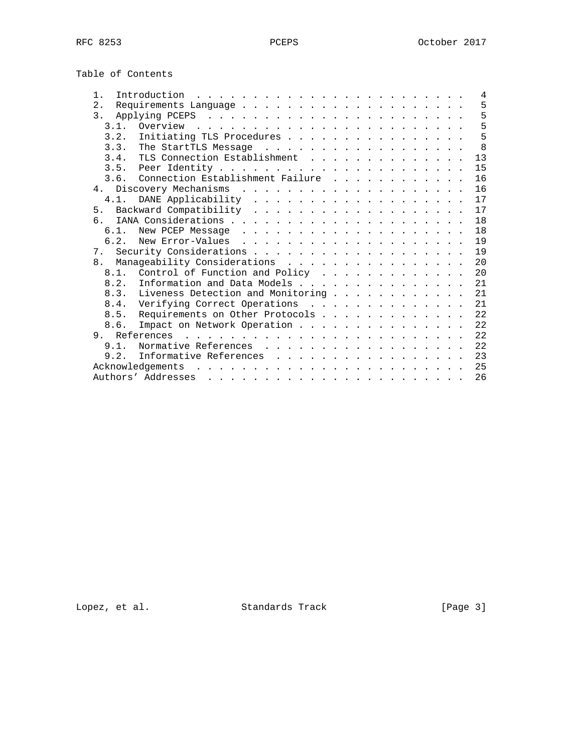Table of Contents

```
   1.  Introduction  . . . . . . . . . . . . . . . . . . . . . . . .   4
   2.  Requirements Language . . . . . . . . . . . . . . . . . . . .   5
   3.  Applying PCEPS  . . . . . . . . . . . . . . . . . . . . . . .   5
     3.1.  Overview  . . . . . . . . . . . . . . . . . . . . . . . .   5
     3.2.  Initiating TLS Procedures . . . . . . . . . . . . . . . .   5
     3.3.  The StartTLS Message  . . . . . . . . . . . . . . . . . .   8
     3.4.  TLS Connection Establishment  . . . . . . . . . . . . . .  13
     3.5.  Peer Identity . . . . . . . . . . . . . . . . . . . . . .  15
     3.6.  Connection Establishment Failure  . . . . . . . . . . . .  16
   4.  Discovery Mechanisms  . . . . . . . . . . . . . . . . . . . .  16
     4.1.  DANE Applicability  . . . . . . . . . . . . . . . . . . .  17
   5.  Backward Compatibility  . . . . . . . . . . . . . . . . . . .  17
   6.  IANA Considerations . . . . . . . . . . . . . . . . . . . . .  18
     6.1.  New PCEP Message  . . . . . . . . . . . . . . . . . . . .  18
     6.2.  New Error-Values  . . . . . . . . . . . . . . . . . . . .  19
   7.  Security Considerations . . . . . . . . . . . . . . . . . . .  19
   8.  Manageability Considerations  . . . . . . . . . . . . . . . .  20
     8.1.  Control of Function and Policy  . . . . . . . . . . . . .  20
     8.2.  Information and Data Models . . . . . . . . . . . . . . .  21
     8.3.  Liveness Detection and Monitoring . . . . . . . . . . . .  21
     8.4.  Verifying Correct Operations  . . . . . . . . . . . . . .  21
     8.5.  Requirements on Other Protocols . . . . . . . . . . . . .  22
     8.6.  Impact on Network Operation . . . . . . . . . . . . . . .  22
   9.  References  . . . . . . . . . . . . . . . . . . . . . . . . .  22
     9.1.  Normative References  . . . . . . . . . . . . . . . . . .  22
     9.2.  Informative References  . . . . . . . . . . . . . . . . .  23
   Acknowledgements  . . . . . . . . . . . . . . . . . . . . . . . .  25
   Authors' Addresses  . . . . . . . . . . . . . . . . . . . . . . .  26
```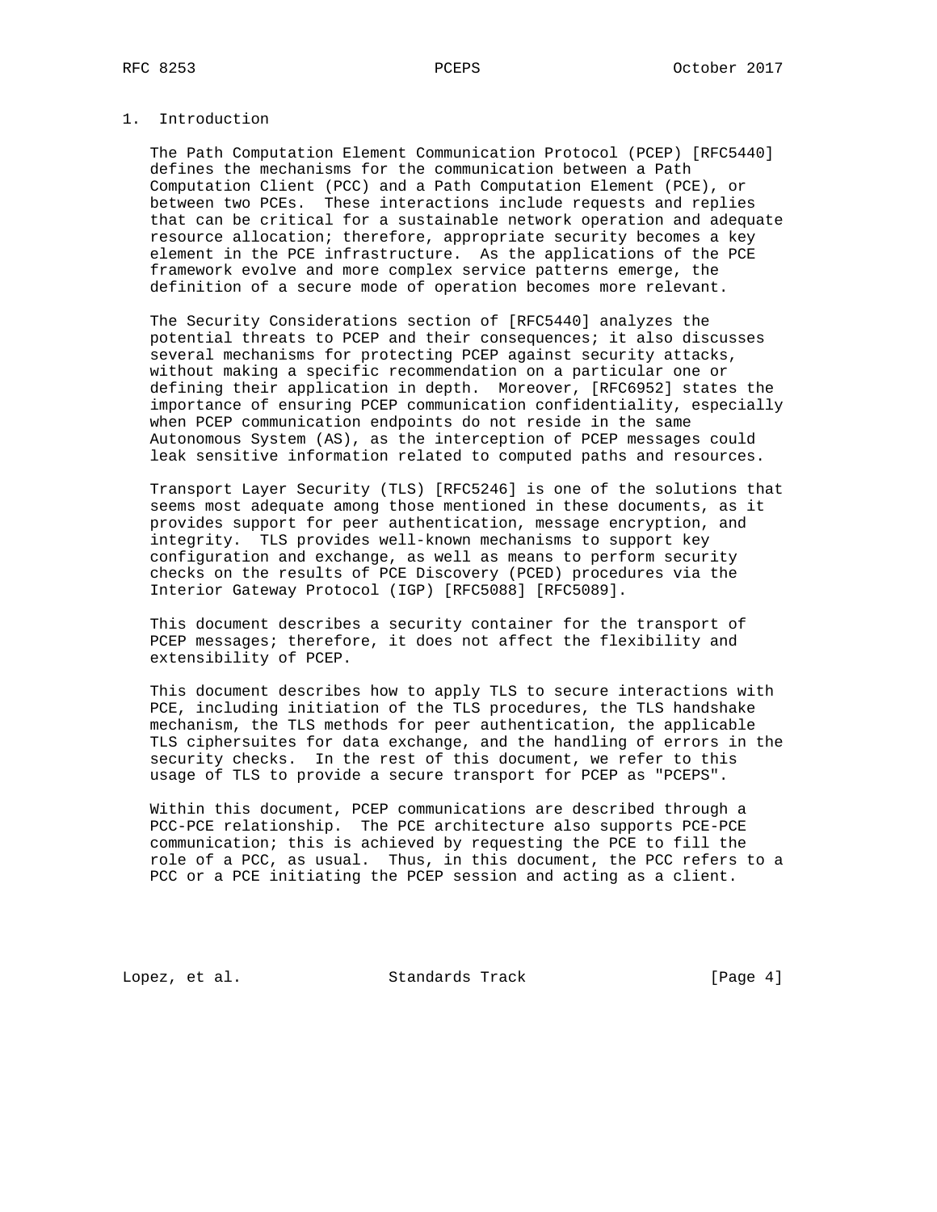# 1. Introduction

The Path Computation Element Communication Protocol (PCEP) [RFC5440] defines the mechanisms for the communication between a Path Computation Client (PCC) and a Path Computation Element (PCE), or between two PCEs. These interactions include requests and replies that can be critical for a sustainable network operation and adequate resource allocation; therefore, appropriate security becomes a key element in the PCE infrastructure. As the applications of the PCE framework evolve and more complex service patterns emerge, the definition of a secure mode of operation becomes more relevant.

The Security Considerations section of [RFC5440] analyzes the potential threats to PCEP and their consequences; it also discusses several mechanisms for protecting PCEP against security attacks, without making a specific recommendation on a particular one or defining their application in depth. Moreover, [RFC6952] states the importance of ensuring PCEP communication confidentiality, especially when PCEP communication endpoints do not reside in the same Autonomous System (AS), as the interception of PCEP messages could leak sensitive information related to computed paths and resources.

Transport Layer Security (TLS) [RFC5246] is one of the solutions that seems most adequate among those mentioned in these documents, as it provides support for peer authentication, message encryption, and integrity. TLS provides well-known mechanisms to support key configuration and exchange, as well as means to perform security checks on the results of PCE Discovery (PCED) procedures via the Interior Gateway Protocol (IGP) [RFC5088] [RFC5089].

This document describes a security container for the transport of PCEP messages; therefore, it does not affect the flexibility and extensibility of PCEP.

This document describes how to apply TLS to secure interactions with PCE, including initiation of the TLS procedures, the TLS handshake mechanism, the TLS methods for peer authentication, the applicable TLS ciphersuites for data exchange, and the handling of errors in the security checks. In the rest of this document, we refer to this usage of TLS to provide a secure transport for PCEP as "PCEPS".

Within this document, PCEP communications are described through a PCC-PCE relationship. The PCE architecture also supports PCE-PCE communication; this is achieved by requesting the PCE to fill the role of a PCC, as usual. Thus, in this document, the PCC refers to a PCC or a PCE initiating the PCEP session and acting as a client.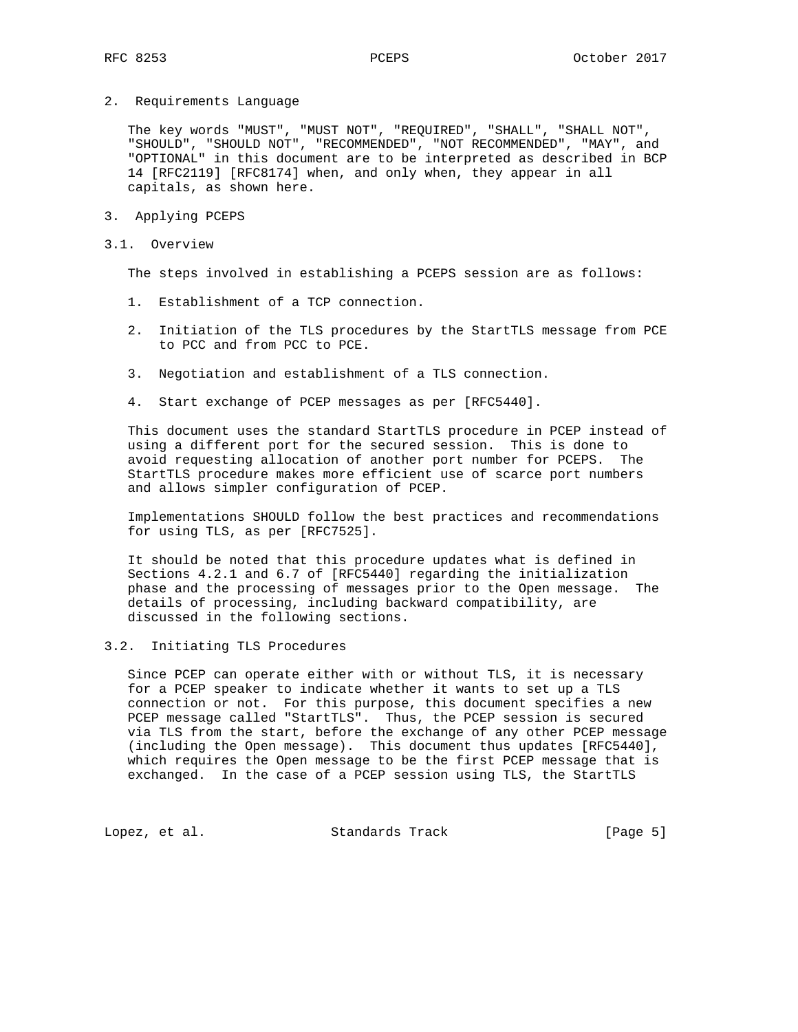## 2. Requirements Language

The key words "MUST", "MUST NOT", "REQUIRED", "SHALL", "SHALL NOT", "SHOULD", "SHOULD NOT", "RECOMMENDED", "NOT RECOMMENDED", "MAY", and "OPTIONAL" in this document are to be interpreted as described in BCP 14 [RFC2119] [RFC8174] when, and only when, they appear in all capitals, as shown here.

## 3. Applying PCEPS

### 3.1. Overview

The steps involved in establishing a PCEPS session are as follows:

1. Establishment of a TCP connection.

2. Initiation of the TLS procedures by the StartTLS message from PCE to PCC and from PCC to PCE.

3. Negotiation and establishment of a TLS connection.

4. Start exchange of PCEP messages as per [RFC5440].

This document uses the standard StartTLS procedure in PCEP instead of using a different port for the secured session. This is done to avoid requesting allocation of another port number for PCEPS. The StartTLS procedure makes more efficient use of scarce port numbers and allows simpler configuration of PCEP.

Implementations SHOULD follow the best practices and recommendations for using TLS, as per [RFC7525].

It should be noted that this procedure updates what is defined in Sections 4.2.1 and 6.7 of [RFC5440] regarding the initialization phase and the processing of messages prior to the Open message. The details of processing, including backward compatibility, are discussed in the following sections.

### 3.2. Initiating TLS Procedures

Since PCEP can operate either with or without TLS, it is necessary for a PCEP speaker to indicate whether it wants to set up a TLS connection or not. For this purpose, this document specifies a new PCEP message called "StartTLS". Thus, the PCEP session is secured via TLS from the start, before the exchange of any other PCEP message (including the Open message). This document thus updates [RFC5440], which requires the Open message to be the first PCEP message that is exchanged. In the case of a PCEP session using TLS, the StartTLS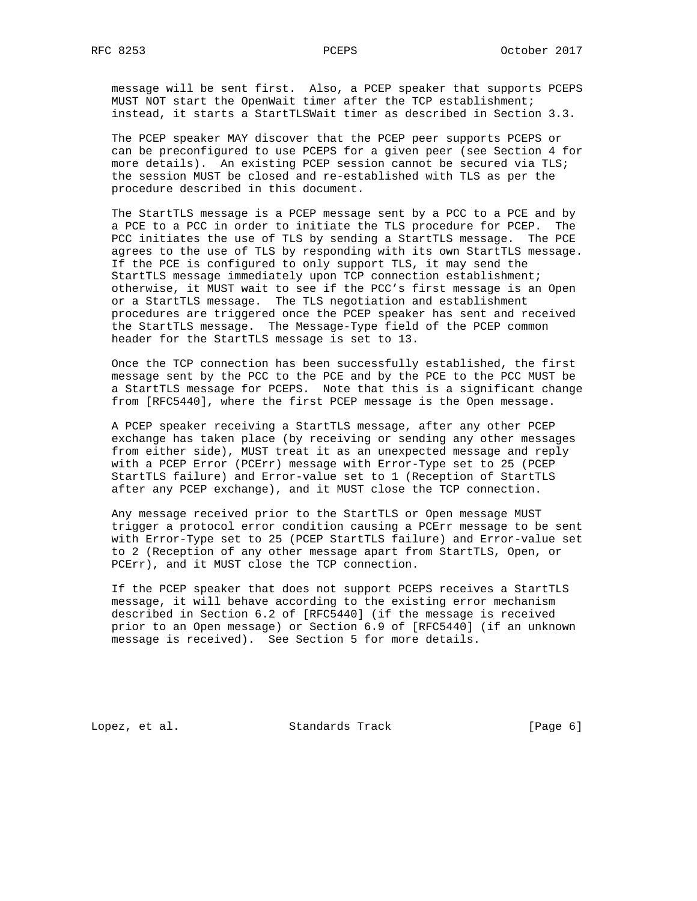message will be sent first. Also, a PCEP speaker that supports PCEPS MUST NOT start the OpenWait timer after the TCP establishment; instead, it starts a StartTLSWait timer as described in Section 3.3.

The PCEP speaker MAY discover that the PCEP peer supports PCEPS or can be preconfigured to use PCEPS for a given peer (see Section 4 for more details). An existing PCEP session cannot be secured via TLS; the session MUST be closed and re-established with TLS as per the procedure described in this document.

The StartTLS message is a PCEP message sent by a PCC to a PCE and by a PCE to a PCC in order to initiate the TLS procedure for PCEP. The PCC initiates the use of TLS by sending a StartTLS message. The PCE agrees to the use of TLS by responding with its own StartTLS message. If the PCE is configured to only support TLS, it may send the StartTLS message immediately upon TCP connection establishment; otherwise, it MUST wait to see if the PCC's first message is an Open or a StartTLS message. The TLS negotiation and establishment procedures are triggered once the PCEP speaker has sent and received the StartTLS message. The Message-Type field of the PCEP common header for the StartTLS message is set to 13.

Once the TCP connection has been successfully established, the first message sent by the PCC to the PCE and by the PCE to the PCC MUST be a StartTLS message for PCEPS. Note that this is a significant change from [RFC5440], where the first PCEP message is the Open message.

A PCEP speaker receiving a StartTLS message, after any other PCEP exchange has taken place (by receiving or sending any other messages from either side), MUST treat it as an unexpected message and reply with a PCEP Error (PCErr) message with Error-Type set to 25 (PCEP StartTLS failure) and Error-value set to 1 (Reception of StartTLS after any PCEP exchange), and it MUST close the TCP connection.

Any message received prior to the StartTLS or Open message MUST trigger a protocol error condition causing a PCErr message to be sent with Error-Type set to 25 (PCEP StartTLS failure) and Error-value set to 2 (Reception of any other message apart from StartTLS, Open, or PCErr), and it MUST close the TCP connection.

If the PCEP speaker that does not support PCEPS receives a StartTLS message, it will behave according to the existing error mechanism described in Section 6.2 of [RFC5440] (if the message is received prior to an Open message) or Section 6.9 of [RFC5440] (if an unknown message is received). See Section 5 for more details.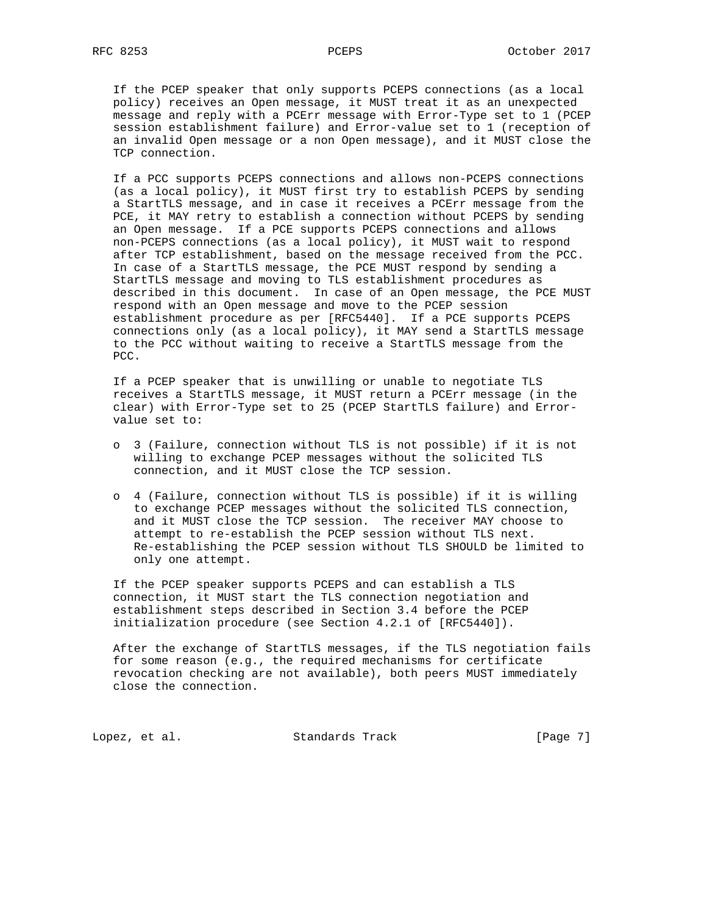If the PCEP speaker that only supports PCEPS connections (as a local policy) receives an Open message, it MUST treat it as an unexpected message and reply with a PCErr message with Error-Type set to 1 (PCEP session establishment failure) and Error-value set to 1 (reception of an invalid Open message or a non Open message), and it MUST close the TCP connection.

If a PCC supports PCEPS connections and allows non-PCEPS connections (as a local policy), it MUST first try to establish PCEPS by sending a StartTLS message, and in case it receives a PCErr message from the PCE, it MAY retry to establish a connection without PCEPS by sending an Open message. If a PCE supports PCEPS connections and allows non-PCEPS connections (as a local policy), it MUST wait to respond after TCP establishment, based on the message received from the PCC. In case of a StartTLS message, the PCE MUST respond by sending a StartTLS message and moving to TLS establishment procedures as described in this document. In case of an Open message, the PCE MUST respond with an Open message and move to the PCEP session establishment procedure as per [RFC5440]. If a PCE supports PCEPS connections only (as a local policy), it MAY send a StartTLS message to the PCC without waiting to receive a StartTLS message from the PCC.

If a PCEP speaker that is unwilling or unable to negotiate TLS receives a StartTLS message, it MUST return a PCErr message (in the clear) with Error-Type set to 25 (PCEP StartTLS failure) and Error-value set to:

- 3 (Failure, connection without TLS is not possible) if it is not willing to exchange PCEP messages without the solicited TLS connection, and it MUST close the TCP session.

- 4 (Failure, connection without TLS is possible) if it is willing to exchange PCEP messages without the solicited TLS connection, and it MUST close the TCP session. The receiver MAY choose to attempt to re-establish the PCEP session without TLS next. Re-establishing the PCEP session without TLS SHOULD be limited to only one attempt.

If the PCEP speaker supports PCEPS and can establish a TLS connection, it MUST start the TLS connection negotiation and establishment steps described in Section 3.4 before the PCEP initialization procedure (see Section 4.2.1 of [RFC5440]).

After the exchange of StartTLS messages, if the TLS negotiation fails for some reason (e.g., the required mechanisms for certificate revocation checking are not available), both peers MUST immediately close the connection.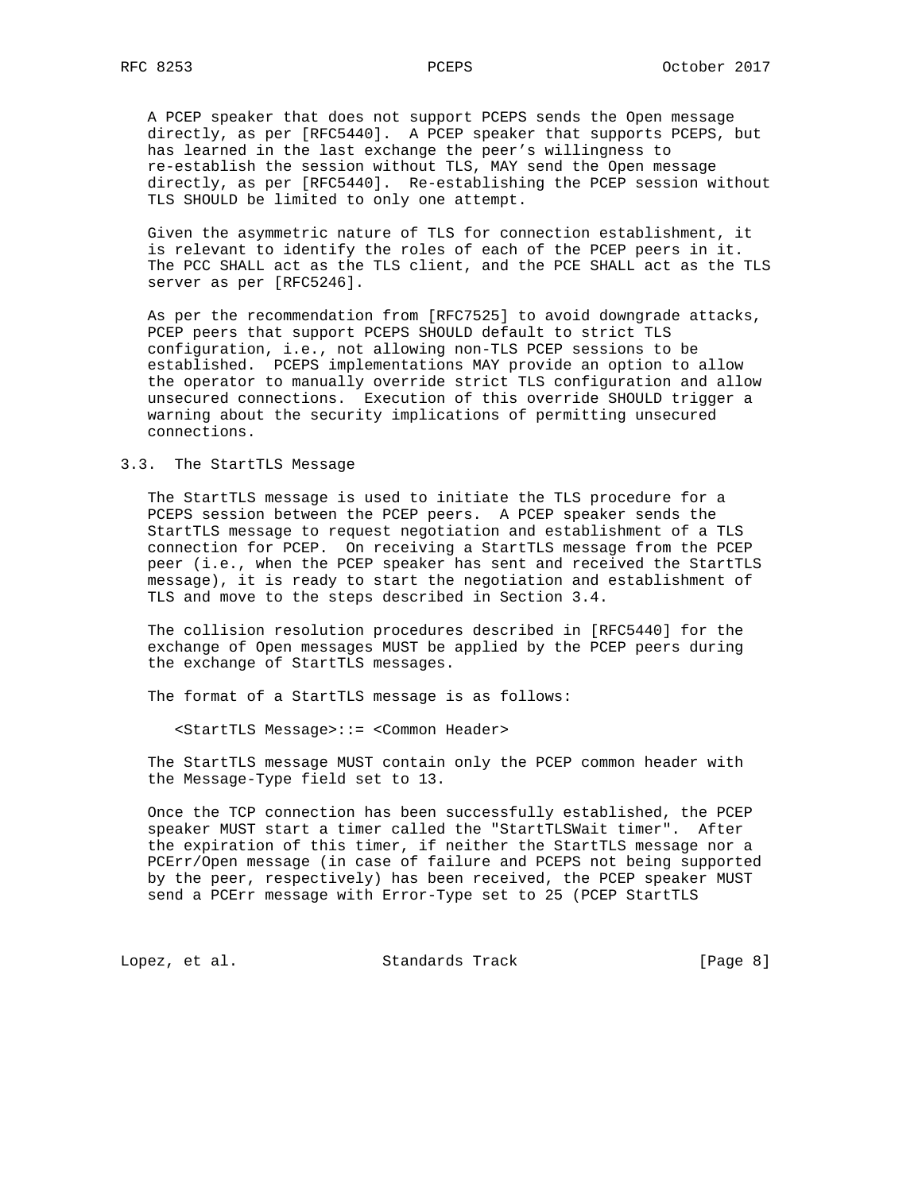A PCEP speaker that does not support PCEPS sends the Open message directly, as per [RFC5440]. A PCEP speaker that supports PCEPS, but has learned in the last exchange the peer's willingness to re-establish the session without TLS, MAY send the Open message directly, as per [RFC5440]. Re-establishing the PCEP session without TLS SHOULD be limited to only one attempt.

Given the asymmetric nature of TLS for connection establishment, it is relevant to identify the roles of each of the PCEP peers in it. The PCC SHALL act as the TLS client, and the PCE SHALL act as the TLS server as per [RFC5246].

As per the recommendation from [RFC7525] to avoid downgrade attacks, PCEP peers that support PCEPS SHOULD default to strict TLS configuration, i.e., not allowing non-TLS PCEP sessions to be established. PCEPS implementations MAY provide an option to allow the operator to manually override strict TLS configuration and allow unsecured connections. Execution of this override SHOULD trigger a warning about the security implications of permitting unsecured connections.

### 3.3. The StartTLS Message

The StartTLS message is used to initiate the TLS procedure for a PCEPS session between the PCEP peers. A PCEP speaker sends the StartTLS message to request negotiation and establishment of a TLS connection for PCEP. On receiving a StartTLS message from the PCEP peer (i.e., when the PCEP speaker has sent and received the StartTLS message), it is ready to start the negotiation and establishment of TLS and move to the steps described in Section 3.4.

The collision resolution procedures described in [RFC5440] for the exchange of Open messages MUST be applied by the PCEP peers during the exchange of StartTLS messages.

The format of a StartTLS message is as follows:

```
<StartTLS Message>::= <Common Header>
```

The StartTLS message MUST contain only the PCEP common header with the Message-Type field set to 13.

Once the TCP connection has been successfully established, the PCEP speaker MUST start a timer called the "StartTLSWait timer". After the expiration of this timer, if neither the StartTLS message nor a PCErr/Open message (in case of failure and PCEPS not being supported by the peer, respectively) has been received, the PCEP speaker MUST send a PCErr message with Error-Type set to 25 (PCEP StartTLS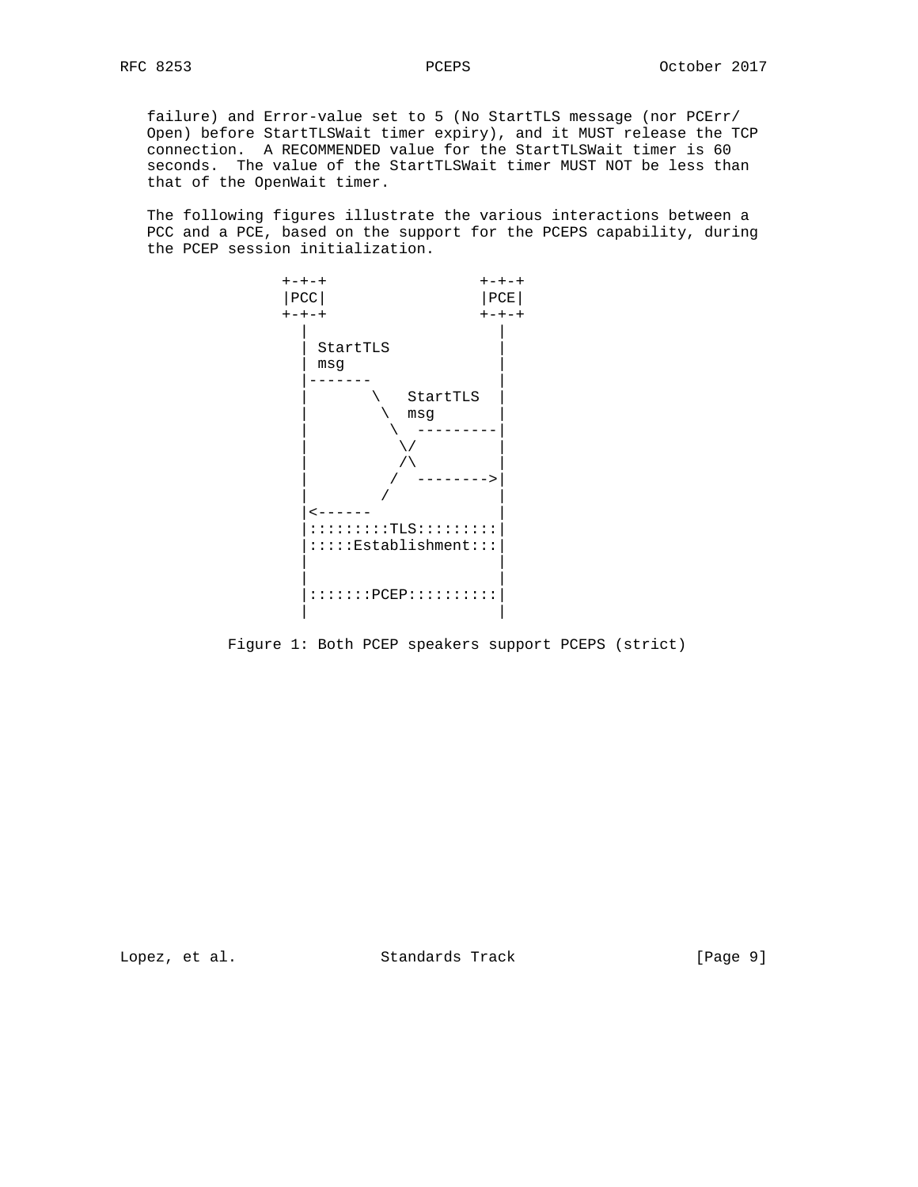failure) and Error-value set to 5 (No StartTLS message (nor PCErr/Open) before StartTLSWait timer expiry), and it MUST release the TCP connection. A RECOMMENDED value for the StartTLSWait timer is 60 seconds. The value of the StartTLSWait timer MUST NOT be less than that of the OpenWait timer.

The following figures illustrate the various interactions between a PCC and a PCE, based on the support for the PCEPS capability, during the PCEP session initialization.

```
           +-+-+                 +-+-+
           |PCC|                 |PCE|
           +-+-+                 +-+-+
             |                     |
             | StartTLS            |
             | msg                 |
             |-------              |
             |       \   StartTLS  |
             |        \  msg       |
             |         \  ---------|
             |          \/         |
             |          /\         |
             |         /  -------->|
             |        /            |
             |<------              |
             |:::::::::TLS:::::::::|
             |:::::Establishment:::|
             |                     |
             |                     |
             |:::::::PCEP::::::::::|
             |                     |
```

Figure 1: Both PCEP speakers support PCEPS (strict)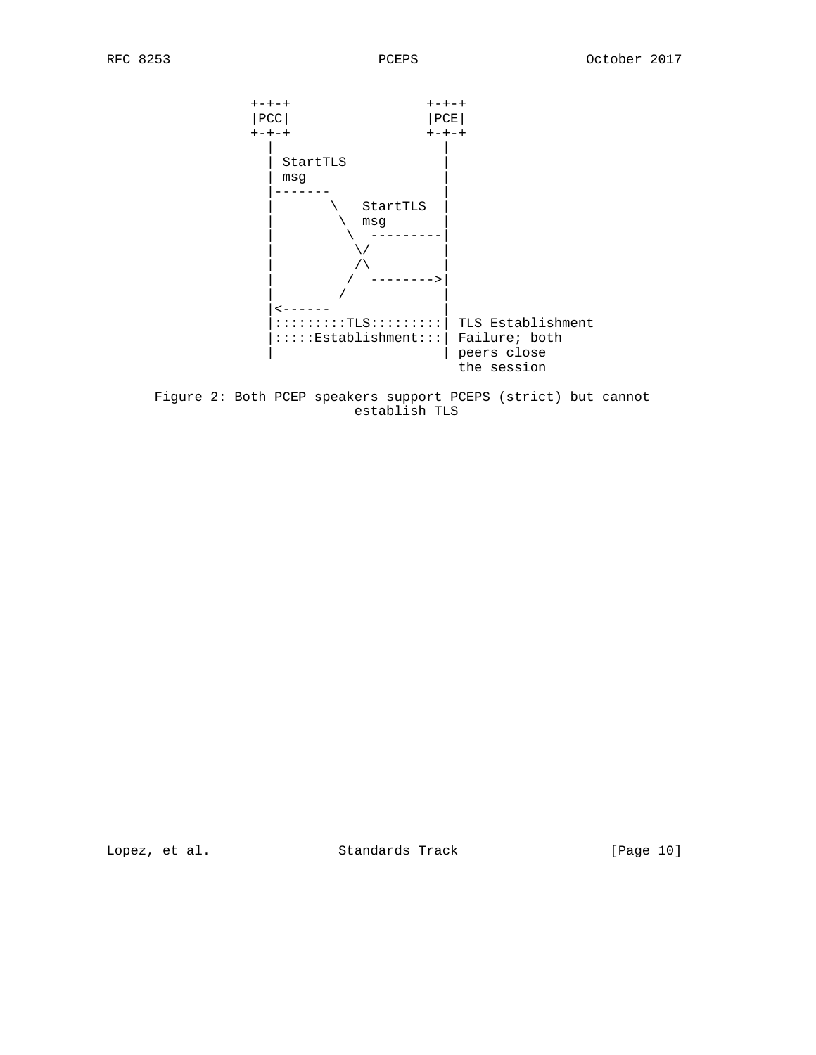```
              +-+-+                 +-+-+
              |PCC|                 |PCE|
              +-+-+                 +-+-+
                |                     |
                | StartTLS            |
                | msg                 |
                |-------              |
                |       \   StartTLS  |
                |        \  msg       |
                |         \  ---------|
                |          \/         |
                |          /\         |
                |         /  -------->|
                |        /            |
                |<------              |
                |:::::::::TLS:::::::::| TLS Establishment
                |:::::Establishment:::| Failure; both
                |                     | peers close
                                        the session
```

Figure 2: Both PCEP speakers support PCEPS (strict) but cannot establish TLS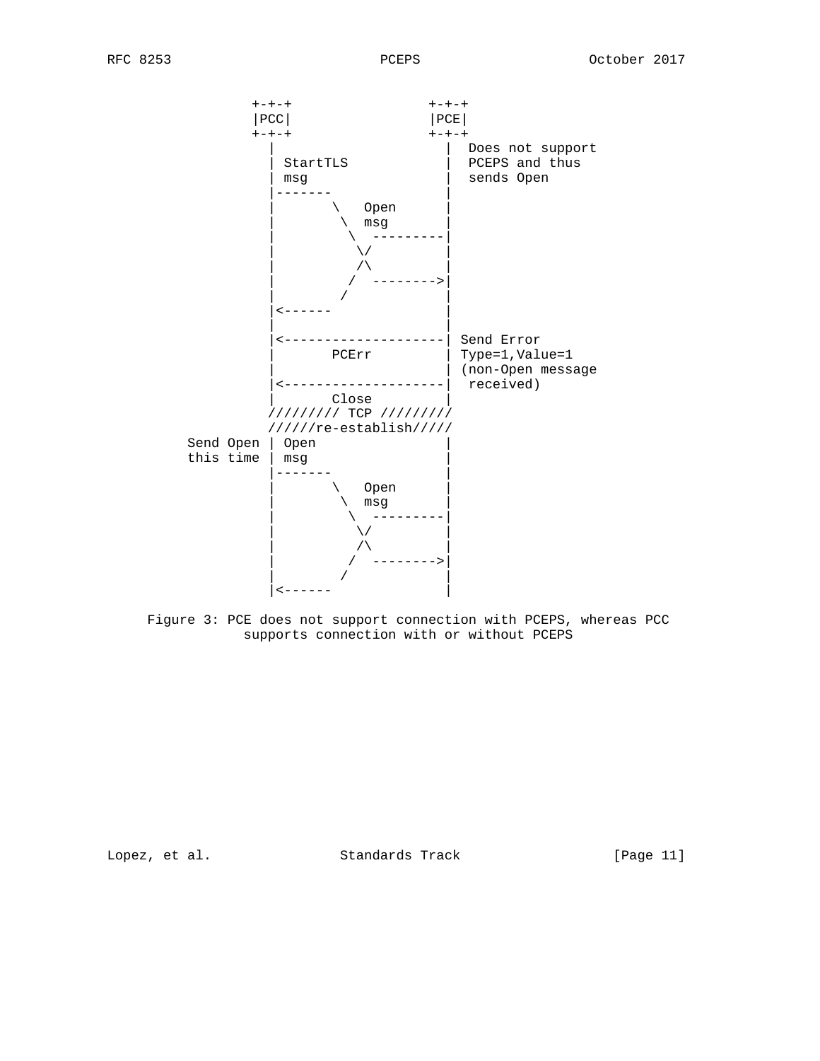```
               +-+-+                 +-+-+
               |PCC|                 |PCE|
               +-+-+                 +-+-+
                 |                     |  Does not support
                 | StartTLS            |  PCEPS and thus
                 | msg                 |  sends Open
                 |-------              |
                 |       \   Open      |
                 |        \  msg       |
                 |         \  ---------|
                 |          \/         |
                 |          /\         |
                 |         /  -------->|
                 |        /            |
                 |<------              |
                 |                     |
                 |<--------------------| Send Error
                 |       PCErr         | Type=1,Value=1
                 |                     | (non-Open message
                 |<--------------------|  received)
                 |       Close         |
                ///////// TCP /////////
                //////re-establish/////
      Send Open | Open                 |
      this time | msg                  |
                 |-------              |
                 |       \   Open      |
                 |        \  msg       |
                 |         \  ---------|
                 |          \/         |
                 |          /\         |
                 |         /  -------->|
                 |        /            |
                 |<------              |
```

Figure 3: PCE does not support connection with PCEPS, whereas PCC supports connection with or without PCEPS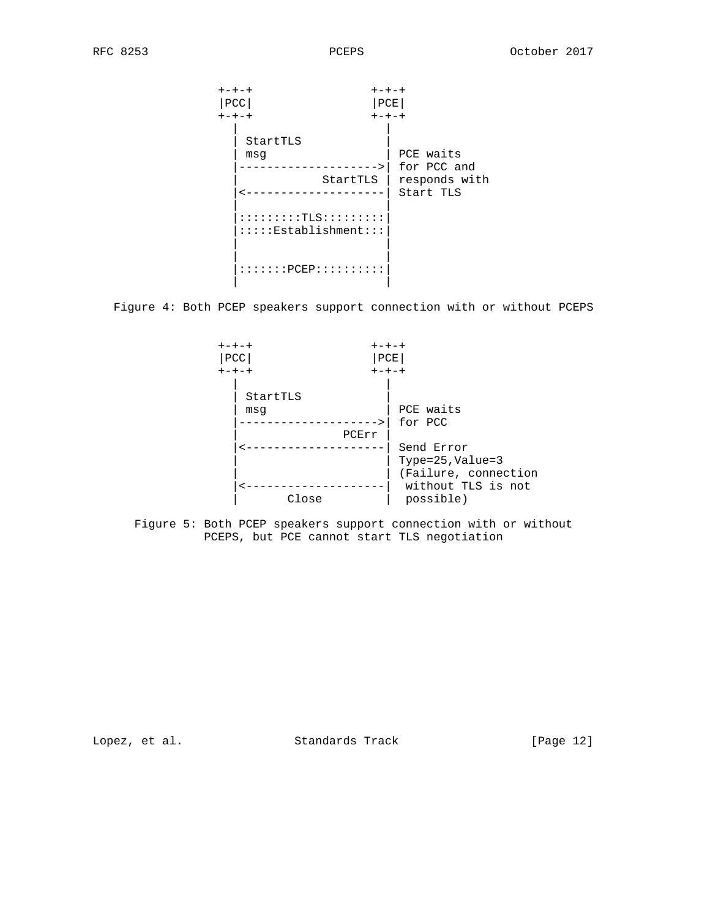```
              +-+-+                 +-+-+
              |PCC|                 |PCE|
              +-+-+                 +-+-+
                |                     |
                | StartTLS            |
                | msg                 | PCE waits
                |-------------------->| for PCC and
                |            StartTLS | responds with
                |<--------------------| Start TLS
                |                     |
                |::::::::TLS::::::::::|
                |:::::Establishment:::|
                |                     |
                |                     |
                |:::::::PCEP::::::::::|
                |                     |
```

Figure 4: Both PCEP speakers support connection with or without PCEPS

```
              +-+-+                 +-+-+
              |PCC|                 |PCE|
              +-+-+                 +-+-+
                |                     |
                | StartTLS            |
                | msg                 | PCE waits
                |-------------------->| for PCC
                |               PCErr |
                |<--------------------| Send Error
                |                     | Type=25,Value=3
                |                     | (Failure, connection
                |<--------------------|  without TLS is not
                |       Close         |  possible)
```

Figure 5: Both PCEP speakers support connection with or without PCEPS, but PCE cannot start TLS negotiation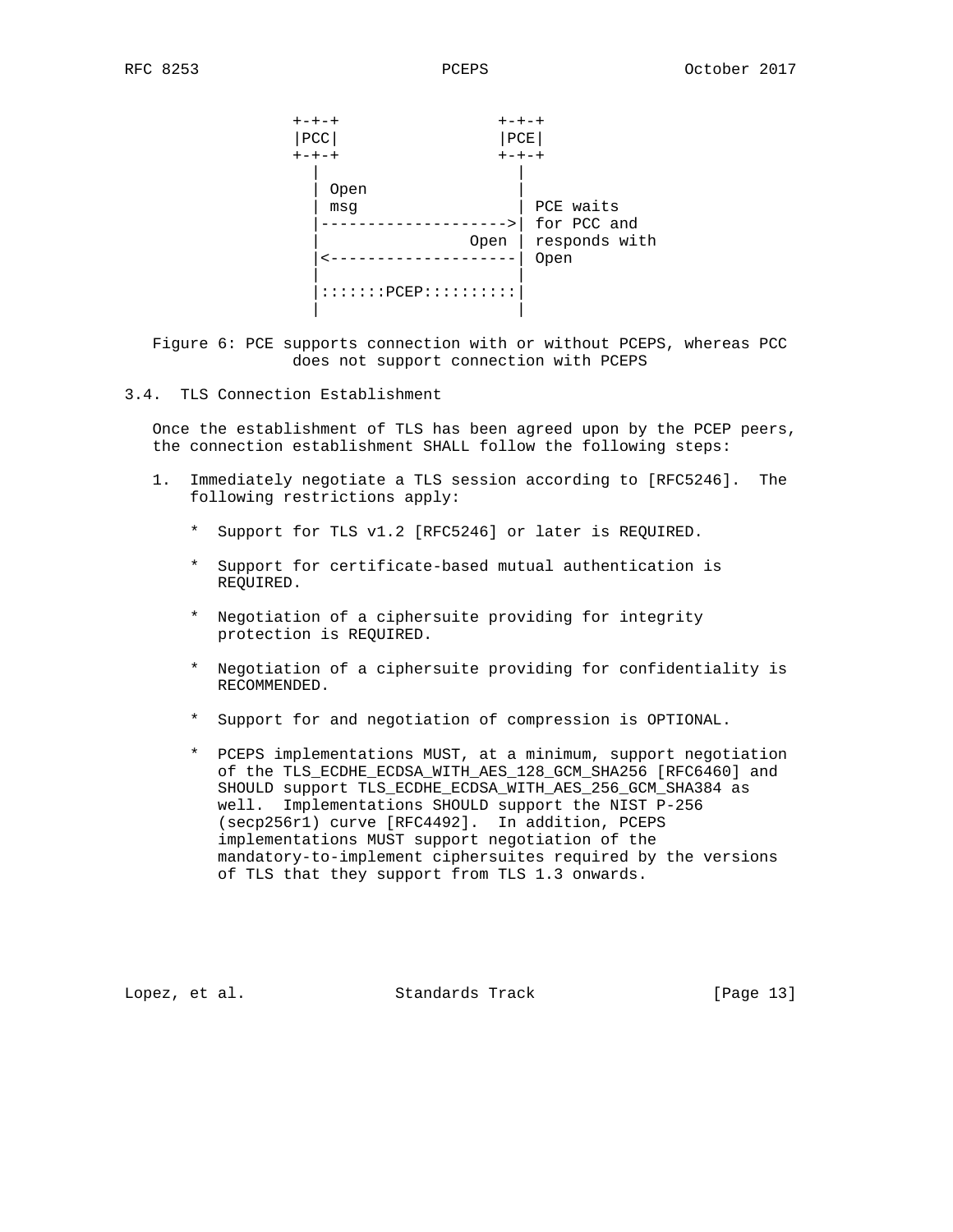```
              +-+-+                +-+-+
              |PCC|                |PCE|
              +-+-+                +-+-+
                |                    |
                | Open               |
                | msg                | PCE waits
                |------------------->| for PCC and
                |               Open | responds with
                |<-------------------| Open
                |                    |
                |:::::::PCEP:::::::::|
                |                    |
```

Figure 6: PCE supports connection with or without PCEPS, whereas PCC does not support connection with PCEPS

### 3.4. TLS Connection Establishment

Once the establishment of TLS has been agreed upon by the PCEP peers, the connection establishment SHALL follow the following steps:

1. Immediately negotiate a TLS session according to [RFC5246]. The following restrictions apply:

   * Support for TLS v1.2 [RFC5246] or later is REQUIRED.

   * Support for certificate-based mutual authentication is REQUIRED.

   * Negotiation of a ciphersuite providing for integrity protection is REQUIRED.

   * Negotiation of a ciphersuite providing for confidentiality is RECOMMENDED.

   * Support for and negotiation of compression is OPTIONAL.

   * PCEPS implementations MUST, at a minimum, support negotiation of the TLS_ECDHE_ECDSA_WITH_AES_128_GCM_SHA256 [RFC6460] and SHOULD support TLS_ECDHE_ECDSA_WITH_AES_256_GCM_SHA384 as well. Implementations SHOULD support the NIST P-256 (secp256r1) curve [RFC4492]. In addition, PCEPS implementations MUST support negotiation of the mandatory-to-implement ciphersuites required by the versions of TLS that they support from TLS 1.3 onwards.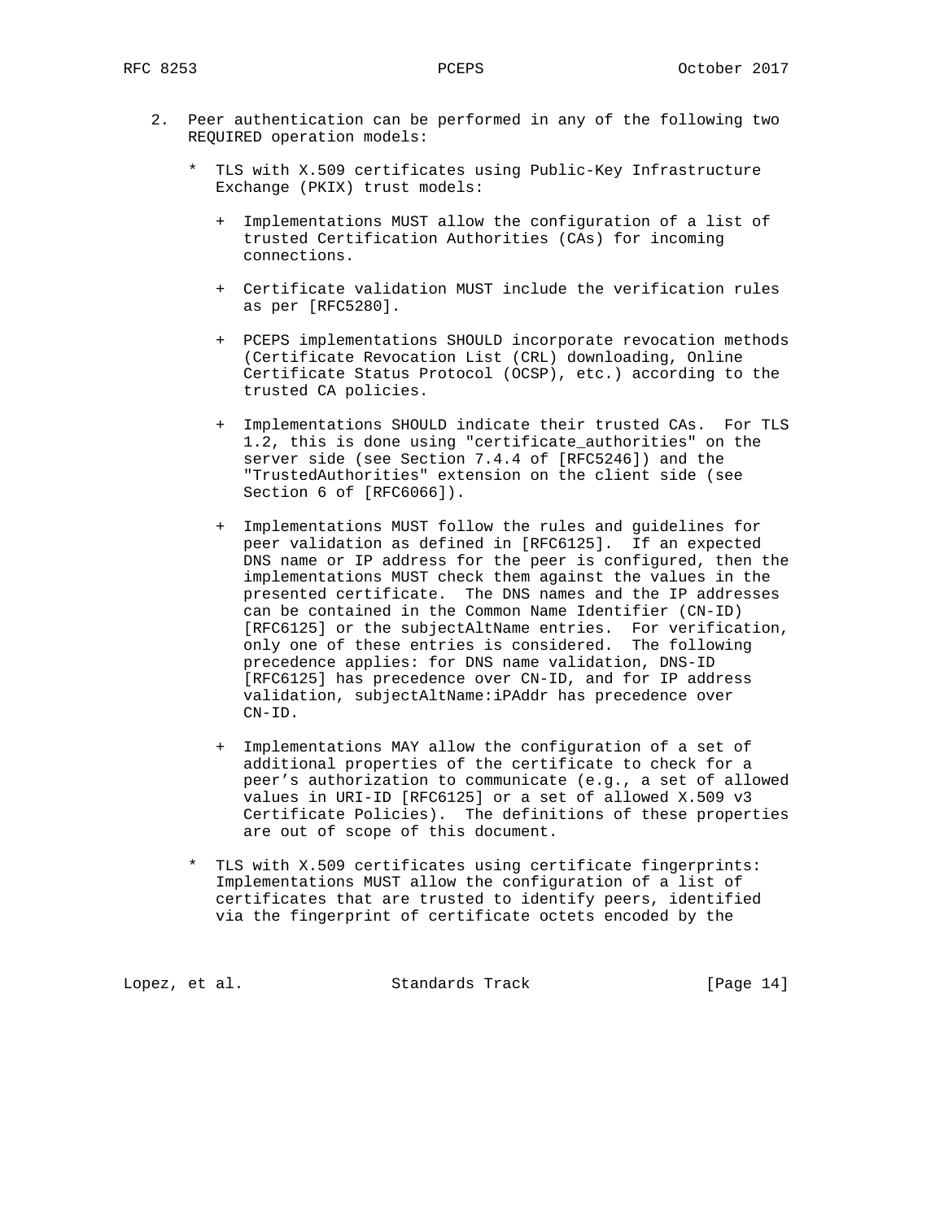2. Peer authentication can be performed in any of the following two REQUIRED operation models:

   * TLS with X.509 certificates using Public-Key Infrastructure Exchange (PKIX) trust models:

     + Implementations MUST allow the configuration of a list of trusted Certification Authorities (CAs) for incoming connections.

     + Certificate validation MUST include the verification rules as per [RFC5280].

     + PCEPS implementations SHOULD incorporate revocation methods (Certificate Revocation List (CRL) downloading, Online Certificate Status Protocol (OCSP), etc.) according to the trusted CA policies.

     + Implementations SHOULD indicate their trusted CAs. For TLS 1.2, this is done using "certificate_authorities" on the server side (see Section 7.4.4 of [RFC5246]) and the "TrustedAuthorities" extension on the client side (see Section 6 of [RFC6066]).

     + Implementations MUST follow the rules and guidelines for peer validation as defined in [RFC6125]. If an expected DNS name or IP address for the peer is configured, then the implementations MUST check them against the values in the presented certificate. The DNS names and the IP addresses can be contained in the Common Name Identifier (CN-ID) [RFC6125] or the subjectAltName entries. For verification, only one of these entries is considered. The following precedence applies: for DNS name validation, DNS-ID [RFC6125] has precedence over CN-ID, and for IP address validation, subjectAltName:iPAddr has precedence over CN-ID.

     + Implementations MAY allow the configuration of a set of additional properties of the certificate to check for a peer's authorization to communicate (e.g., a set of allowed values in URI-ID [RFC6125] or a set of allowed X.509 v3 Certificate Policies). The definitions of these properties are out of scope of this document.

   * TLS with X.509 certificates using certificate fingerprints: Implementations MUST allow the configuration of a list of certificates that are trusted to identify peers, identified via the fingerprint of certificate octets encoded by the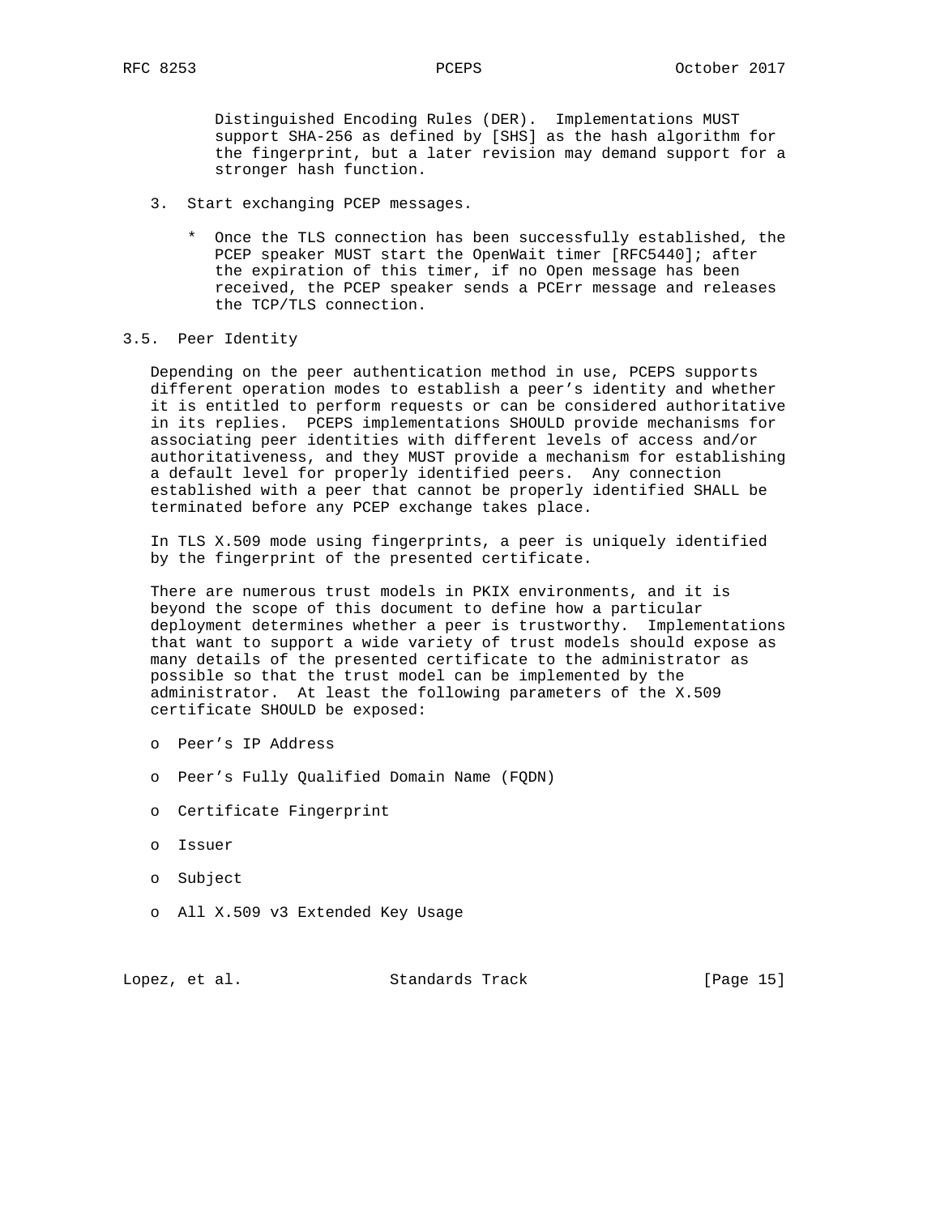Distinguished Encoding Rules (DER). Implementations MUST support SHA-256 as defined by [SHS] as the hash algorithm for the fingerprint, but a later revision may demand support for a stronger hash function.

3. Start exchanging PCEP messages.

   * Once the TLS connection has been successfully established, the PCEP speaker MUST start the OpenWait timer [RFC5440]; after the expiration of this timer, if no Open message has been received, the PCEP speaker sends a PCErr message and releases the TCP/TLS connection.

## 3.5. Peer Identity

Depending on the peer authentication method in use, PCEPS supports different operation modes to establish a peer's identity and whether it is entitled to perform requests or can be considered authoritative in its replies. PCEPS implementations SHOULD provide mechanisms for associating peer identities with different levels of access and/or authoritativeness, and they MUST provide a mechanism for establishing a default level for properly identified peers. Any connection established with a peer that cannot be properly identified SHALL be terminated before any PCEP exchange takes place.

In TLS X.509 mode using fingerprints, a peer is uniquely identified by the fingerprint of the presented certificate.

There are numerous trust models in PKIX environments, and it is beyond the scope of this document to define how a particular deployment determines whether a peer is trustworthy. Implementations that want to support a wide variety of trust models should expose as many details of the presented certificate to the administrator as possible so that the trust model can be implemented by the administrator. At least the following parameters of the X.509 certificate SHOULD be exposed:

- Peer's IP Address
- Peer's Fully Qualified Domain Name (FQDN)
- Certificate Fingerprint
- Issuer
- Subject
- All X.509 v3 Extended Key Usage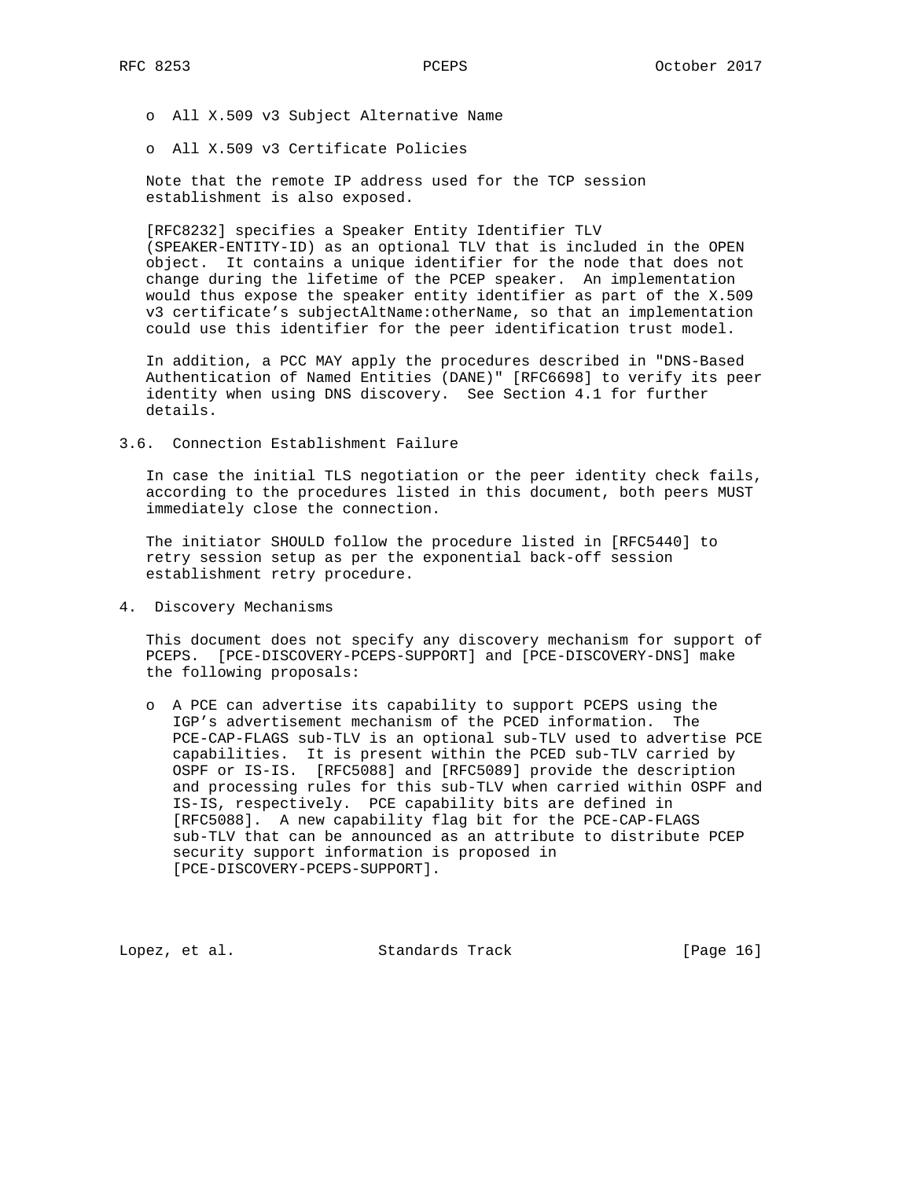- All X.509 v3 Subject Alternative Name
- All X.509 v3 Certificate Policies

Note that the remote IP address used for the TCP session establishment is also exposed.

[RFC8232] specifies a Speaker Entity Identifier TLV (SPEAKER-ENTITY-ID) as an optional TLV that is included in the OPEN object. It contains a unique identifier for the node that does not change during the lifetime of the PCEP speaker. An implementation would thus expose the speaker entity identifier as part of the X.509 v3 certificate's subjectAltName:otherName, so that an implementation could use this identifier for the peer identification trust model.

In addition, a PCC MAY apply the procedures described in "DNS-Based Authentication of Named Entities (DANE)" [RFC6698] to verify its peer identity when using DNS discovery. See Section 4.1 for further details.

### 3.6. Connection Establishment Failure

In case the initial TLS negotiation or the peer identity check fails, according to the procedures listed in this document, both peers MUST immediately close the connection.

The initiator SHOULD follow the procedure listed in [RFC5440] to retry session setup as per the exponential back-off session establishment retry procedure.

## 4. Discovery Mechanisms

This document does not specify any discovery mechanism for support of PCEPS. [PCE-DISCOVERY-PCEPS-SUPPORT] and [PCE-DISCOVERY-DNS] make the following proposals:

- A PCE can advertise its capability to support PCEPS using the IGP's advertisement mechanism of the PCED information. The PCE-CAP-FLAGS sub-TLV is an optional sub-TLV used to advertise PCE capabilities. It is present within the PCED sub-TLV carried by OSPF or IS-IS. [RFC5088] and [RFC5089] provide the description and processing rules for this sub-TLV when carried within OSPF and IS-IS, respectively. PCE capability bits are defined in [RFC5088]. A new capability flag bit for the PCE-CAP-FLAGS sub-TLV that can be announced as an attribute to distribute PCEP security support information is proposed in [PCE-DISCOVERY-PCEPS-SUPPORT].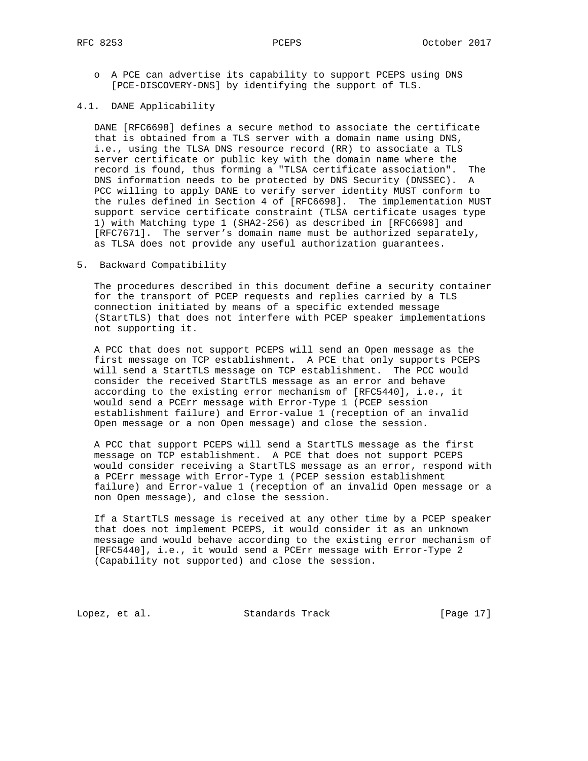- A PCE can advertise its capability to support PCEPS using DNS [PCE-DISCOVERY-DNS] by identifying the support of TLS.

### 4.1. DANE Applicability

DANE [RFC6698] defines a secure method to associate the certificate that is obtained from a TLS server with a domain name using DNS, i.e., using the TLSA DNS resource record (RR) to associate a TLS server certificate or public key with the domain name where the record is found, thus forming a "TLSA certificate association". The DNS information needs to be protected by DNS Security (DNSSEC). A PCC willing to apply DANE to verify server identity MUST conform to the rules defined in Section 4 of [RFC6698]. The implementation MUST support service certificate constraint (TLSA certificate usages type 1) with Matching type 1 (SHA2-256) as described in [RFC6698] and [RFC7671]. The server's domain name must be authorized separately, as TLSA does not provide any useful authorization guarantees.

## 5. Backward Compatibility

The procedures described in this document define a security container for the transport of PCEP requests and replies carried by a TLS connection initiated by means of a specific extended message (StartTLS) that does not interfere with PCEP speaker implementations not supporting it.

A PCC that does not support PCEPS will send an Open message as the first message on TCP establishment. A PCE that only supports PCEPS will send a StartTLS message on TCP establishment. The PCC would consider the received StartTLS message as an error and behave according to the existing error mechanism of [RFC5440], i.e., it would send a PCErr message with Error-Type 1 (PCEP session establishment failure) and Error-value 1 (reception of an invalid Open message or a non Open message) and close the session.

A PCC that support PCEPS will send a StartTLS message as the first message on TCP establishment. A PCE that does not support PCEPS would consider receiving a StartTLS message as an error, respond with a PCErr message with Error-Type 1 (PCEP session establishment failure) and Error-value 1 (reception of an invalid Open message or a non Open message), and close the session.

If a StartTLS message is received at any other time by a PCEP speaker that does not implement PCEPS, it would consider it as an unknown message and would behave according to the existing error mechanism of [RFC5440], i.e., it would send a PCErr message with Error-Type 2 (Capability not supported) and close the session.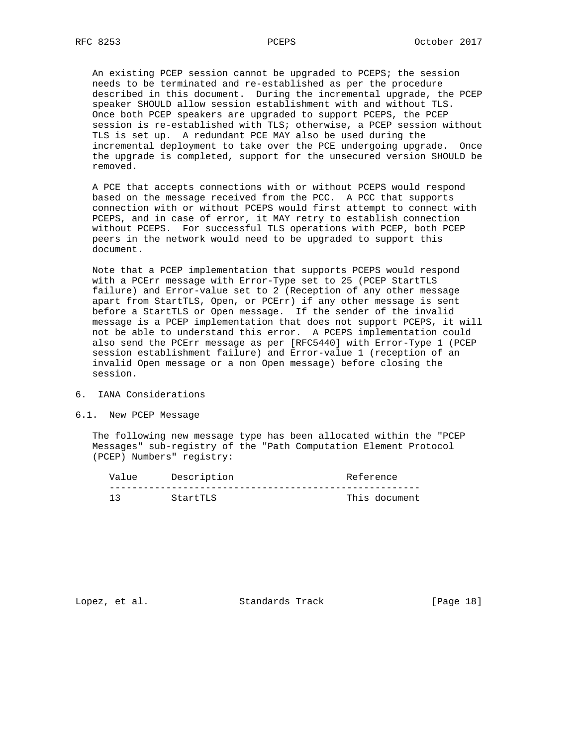An existing PCEP session cannot be upgraded to PCEPS; the session needs to be terminated and re-established as per the procedure described in this document. During the incremental upgrade, the PCEP speaker SHOULD allow session establishment with and without TLS. Once both PCEP speakers are upgraded to support PCEPS, the PCEP session is re-established with TLS; otherwise, a PCEP session without TLS is set up. A redundant PCE MAY also be used during the incremental deployment to take over the PCE undergoing upgrade. Once the upgrade is completed, support for the unsecured version SHOULD be removed.

A PCE that accepts connections with or without PCEPS would respond based on the message received from the PCC. A PCC that supports connection with or without PCEPS would first attempt to connect with PCEPS, and in case of error, it MAY retry to establish connection without PCEPS. For successful TLS operations with PCEP, both PCEP peers in the network would need to be upgraded to support this document.

Note that a PCEP implementation that supports PCEPS would respond with a PCErr message with Error-Type set to 25 (PCEP StartTLS failure) and Error-value set to 2 (Reception of any other message apart from StartTLS, Open, or PCErr) if any other message is sent before a StartTLS or Open message. If the sender of the invalid message is a PCEP implementation that does not support PCEPS, it will not be able to understand this error. A PCEPS implementation could also send the PCErr message as per [RFC5440] with Error-Type 1 (PCEP session establishment failure) and Error-value 1 (reception of an invalid Open message or a non Open message) before closing the session.

## 6. IANA Considerations

### 6.1. New PCEP Message

The following new message type has been allocated within the "PCEP Messages" sub-registry of the "Path Computation Element Protocol (PCEP) Numbers" registry:

| Value | Description | Reference |
|---|---|---|
| 13 | StartTLS | This document |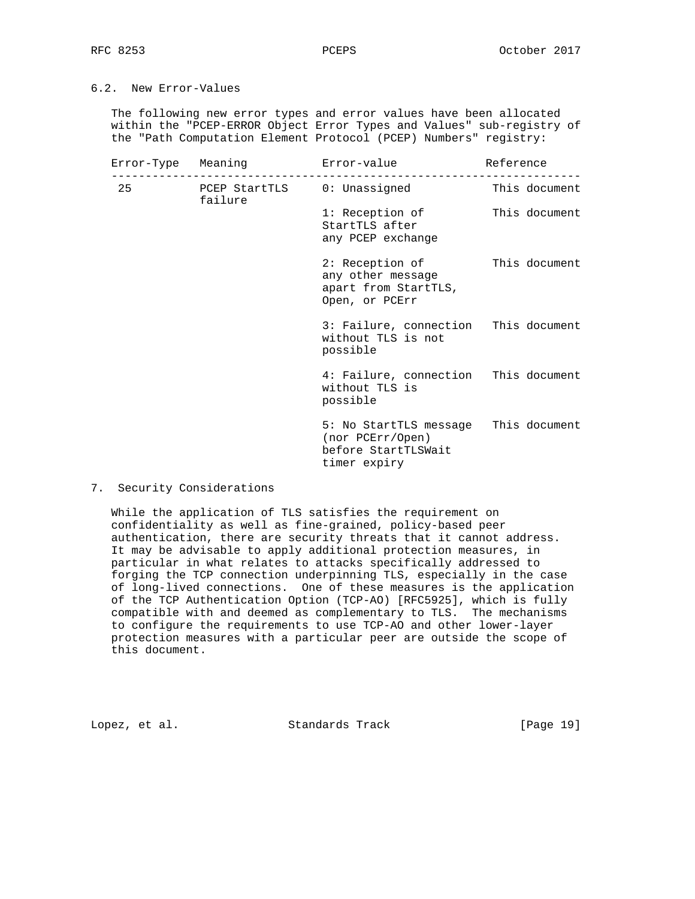### 6.2. New Error-Values

The following new error types and error values have been allocated within the "PCEP-ERROR Object Error Types and Values" sub-registry of the "Path Computation Element Protocol (PCEP) Numbers" registry:

| Error-Type | Meaning | Error-value | Reference |
|---|---|---|---|
| 25 | PCEP StartTLS failure | 0: Unassigned | This document |
| | | 1: Reception of StartTLS after any PCEP exchange | This document |
| | | 2: Reception of any other message apart from StartTLS, Open, or PCErr | This document |
| | | 3: Failure, connection without TLS is not possible | This document |
| | | 4: Failure, connection without TLS is possible | This document |
| | | 5: No StartTLS message (nor PCErr/Open) before StartTLSWait timer expiry | This document |

## 7. Security Considerations

While the application of TLS satisfies the requirement on confidentiality as well as fine-grained, policy-based peer authentication, there are security threats that it cannot address. It may be advisable to apply additional protection measures, in particular in what relates to attacks specifically addressed to forging the TCP connection underpinning TLS, especially in the case of long-lived connections. One of these measures is the application of the TCP Authentication Option (TCP-AO) [RFC5925], which is fully compatible with and deemed as complementary to TLS. The mechanisms to configure the requirements to use TCP-AO and other lower-layer protection measures with a particular peer are outside the scope of this document.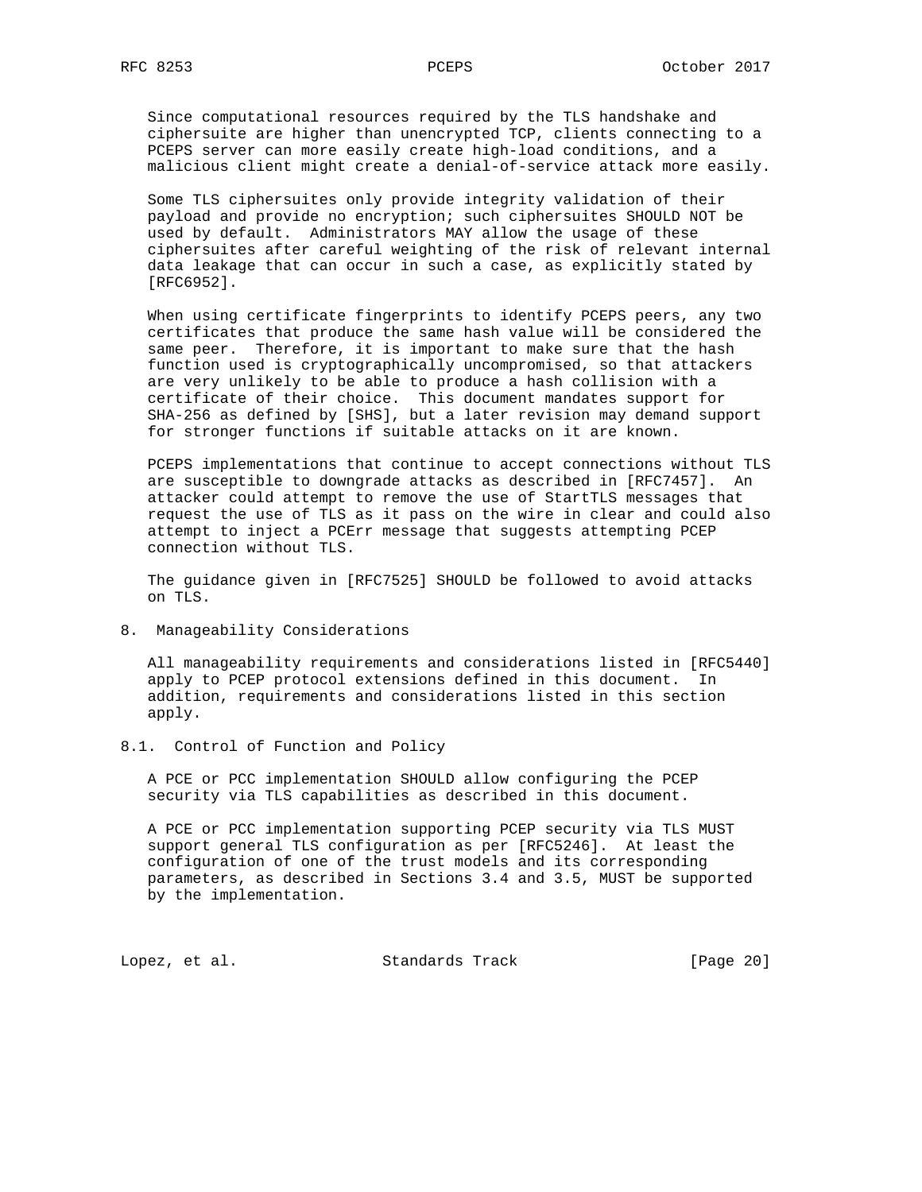Since computational resources required by the TLS handshake and ciphersuite are higher than unencrypted TCP, clients connecting to a PCEPS server can more easily create high-load conditions, and a malicious client might create a denial-of-service attack more easily.

Some TLS ciphersuites only provide integrity validation of their payload and provide no encryption; such ciphersuites SHOULD NOT be used by default. Administrators MAY allow the usage of these ciphersuites after careful weighting of the risk of relevant internal data leakage that can occur in such a case, as explicitly stated by [RFC6952].

When using certificate fingerprints to identify PCEPS peers, any two certificates that produce the same hash value will be considered the same peer. Therefore, it is important to make sure that the hash function used is cryptographically uncompromised, so that attackers are very unlikely to be able to produce a hash collision with a certificate of their choice. This document mandates support for SHA-256 as defined by [SHS], but a later revision may demand support for stronger functions if suitable attacks on it are known.

PCEPS implementations that continue to accept connections without TLS are susceptible to downgrade attacks as described in [RFC7457]. An attacker could attempt to remove the use of StartTLS messages that request the use of TLS as it pass on the wire in clear and could also attempt to inject a PCErr message that suggests attempting PCEP connection without TLS.

The guidance given in [RFC7525] SHOULD be followed to avoid attacks on TLS.

## 8. Manageability Considerations

All manageability requirements and considerations listed in [RFC5440] apply to PCEP protocol extensions defined in this document. In addition, requirements and considerations listed in this section apply.

### 8.1. Control of Function and Policy

A PCE or PCC implementation SHOULD allow configuring the PCEP security via TLS capabilities as described in this document.

A PCE or PCC implementation supporting PCEP security via TLS MUST support general TLS configuration as per [RFC5246]. At least the configuration of one of the trust models and its corresponding parameters, as described in Sections 3.4 and 3.5, MUST be supported by the implementation.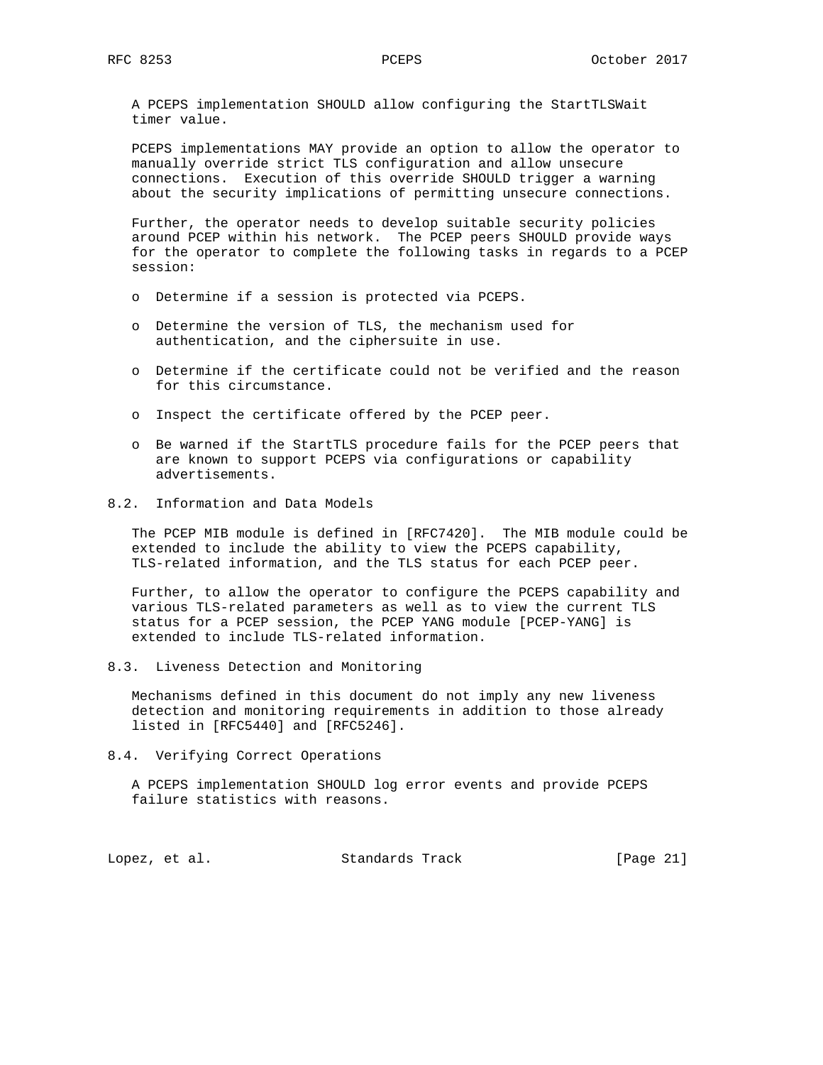A PCEPS implementation SHOULD allow configuring the StartTLSWait timer value.

PCEPS implementations MAY provide an option to allow the operator to manually override strict TLS configuration and allow unsecure connections. Execution of this override SHOULD trigger a warning about the security implications of permitting unsecure connections.

Further, the operator needs to develop suitable security policies around PCEP within his network. The PCEP peers SHOULD provide ways for the operator to complete the following tasks in regards to a PCEP session:

- Determine if a session is protected via PCEPS.
- Determine the version of TLS, the mechanism used for authentication, and the ciphersuite in use.
- Determine if the certificate could not be verified and the reason for this circumstance.
- Inspect the certificate offered by the PCEP peer.
- Be warned if the StartTLS procedure fails for the PCEP peers that are known to support PCEPS via configurations or capability advertisements.

## 8.2. Information and Data Models

The PCEP MIB module is defined in [RFC7420]. The MIB module could be extended to include the ability to view the PCEPS capability, TLS-related information, and the TLS status for each PCEP peer.

Further, to allow the operator to configure the PCEPS capability and various TLS-related parameters as well as to view the current TLS status for a PCEP session, the PCEP YANG module [PCEP-YANG] is extended to include TLS-related information.

## 8.3. Liveness Detection and Monitoring

Mechanisms defined in this document do not imply any new liveness detection and monitoring requirements in addition to those already listed in [RFC5440] and [RFC5246].

## 8.4. Verifying Correct Operations

A PCEPS implementation SHOULD log error events and provide PCEPS failure statistics with reasons.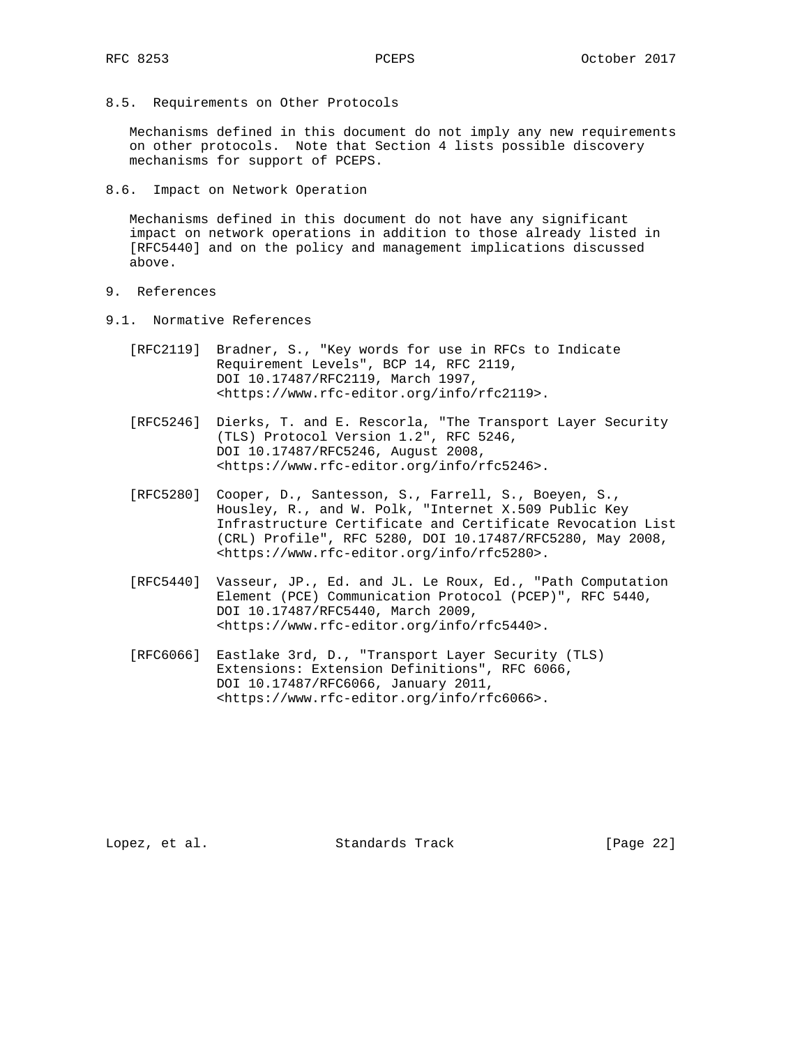### 8.5. Requirements on Other Protocols

Mechanisms defined in this document do not imply any new requirements on other protocols. Note that Section 4 lists possible discovery mechanisms for support of PCEPS.

### 8.6. Impact on Network Operation

Mechanisms defined in this document do not have any significant impact on network operations in addition to those already listed in [RFC5440] and on the policy and management implications discussed above.

## 9. References

### 9.1. Normative References

[RFC2119] Bradner, S., "Key words for use in RFCs to Indicate Requirement Levels", BCP 14, RFC 2119, DOI 10.17487/RFC2119, March 1997, <https://www.rfc-editor.org/info/rfc2119>.

[RFC5246] Dierks, T. and E. Rescorla, "The Transport Layer Security (TLS) Protocol Version 1.2", RFC 5246, DOI 10.17487/RFC5246, August 2008, <https://www.rfc-editor.org/info/rfc5246>.

[RFC5280] Cooper, D., Santesson, S., Farrell, S., Boeyen, S., Housley, R., and W. Polk, "Internet X.509 Public Key Infrastructure Certificate and Certificate Revocation List (CRL) Profile", RFC 5280, DOI 10.17487/RFC5280, May 2008, <https://www.rfc-editor.org/info/rfc5280>.

[RFC5440] Vasseur, JP., Ed. and JL. Le Roux, Ed., "Path Computation Element (PCE) Communication Protocol (PCEP)", RFC 5440, DOI 10.17487/RFC5440, March 2009, <https://www.rfc-editor.org/info/rfc5440>.

[RFC6066] Eastlake 3rd, D., "Transport Layer Security (TLS) Extensions: Extension Definitions", RFC 6066, DOI 10.17487/RFC6066, January 2011, <https://www.rfc-editor.org/info/rfc6066>.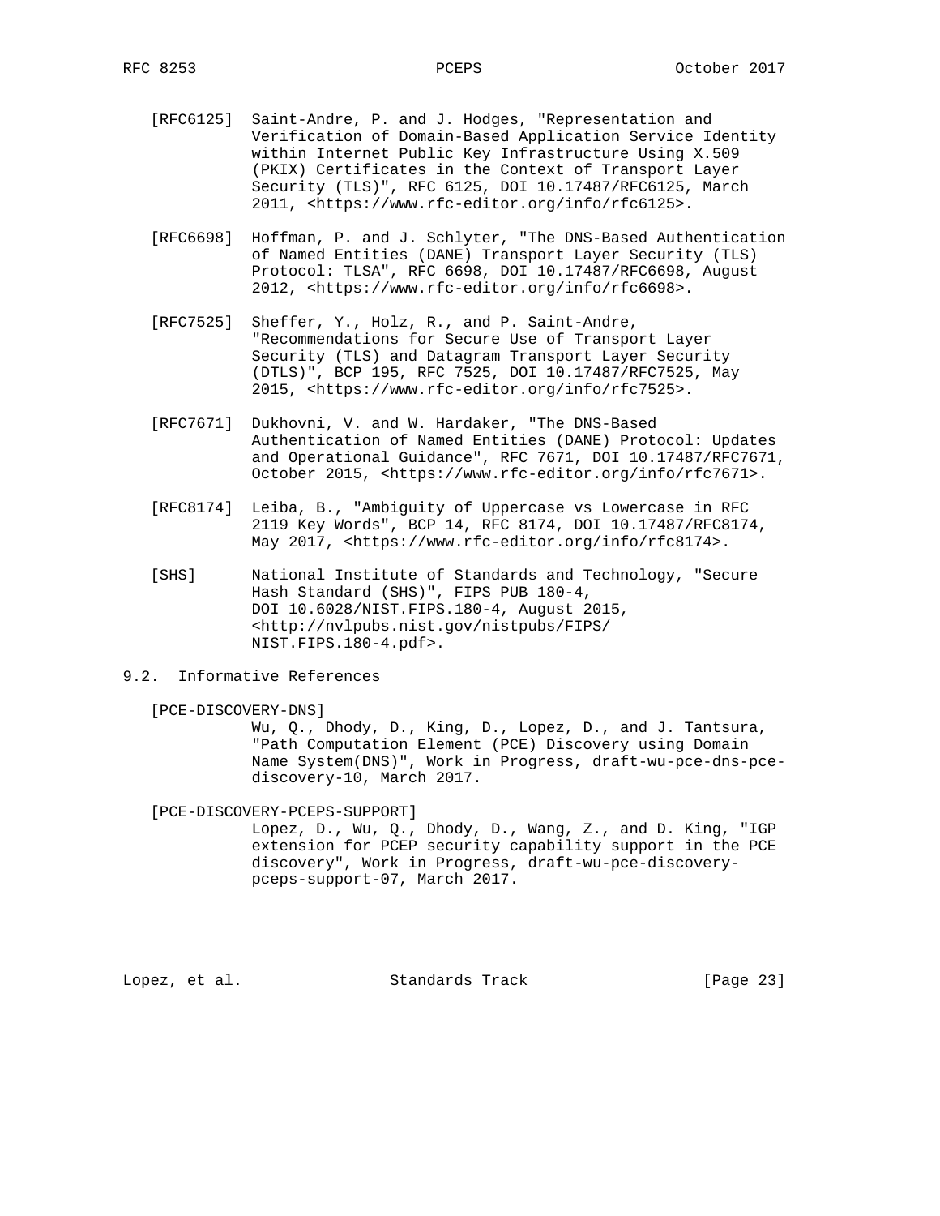[RFC6125] Saint-Andre, P. and J. Hodges, "Representation and Verification of Domain-Based Application Service Identity within Internet Public Key Infrastructure Using X.509 (PKIX) Certificates in the Context of Transport Layer Security (TLS)", RFC 6125, DOI 10.17487/RFC6125, March 2011, <https://www.rfc-editor.org/info/rfc6125>.

[RFC6698] Hoffman, P. and J. Schlyter, "The DNS-Based Authentication of Named Entities (DANE) Transport Layer Security (TLS) Protocol: TLSA", RFC 6698, DOI 10.17487/RFC6698, August 2012, <https://www.rfc-editor.org/info/rfc6698>.

[RFC7525] Sheffer, Y., Holz, R., and P. Saint-Andre, "Recommendations for Secure Use of Transport Layer Security (TLS) and Datagram Transport Layer Security (DTLS)", BCP 195, RFC 7525, DOI 10.17487/RFC7525, May 2015, <https://www.rfc-editor.org/info/rfc7525>.

[RFC7671] Dukhovni, V. and W. Hardaker, "The DNS-Based Authentication of Named Entities (DANE) Protocol: Updates and Operational Guidance", RFC 7671, DOI 10.17487/RFC7671, October 2015, <https://www.rfc-editor.org/info/rfc7671>.

[RFC8174] Leiba, B., "Ambiguity of Uppercase vs Lowercase in RFC 2119 Key Words", BCP 14, RFC 8174, DOI 10.17487/RFC8174, May 2017, <https://www.rfc-editor.org/info/rfc8174>.

[SHS] National Institute of Standards and Technology, "Secure Hash Standard (SHS)", FIPS PUB 180-4, DOI 10.6028/NIST.FIPS.180-4, August 2015, <http://nvlpubs.nist.gov/nistpubs/FIPS/NIST.FIPS.180-4.pdf>.

## 9.2. Informative References

[PCE-DISCOVERY-DNS]
Wu, Q., Dhody, D., King, D., Lopez, D., and J. Tantsura, "Path Computation Element (PCE) Discovery using Domain Name System(DNS)", Work in Progress, draft-wu-pce-dns-pce-discovery-10, March 2017.

[PCE-DISCOVERY-PCEPS-SUPPORT]
Lopez, D., Wu, Q., Dhody, D., Wang, Z., and D. King, "IGP extension for PCEP security capability support in the PCE discovery", Work in Progress, draft-wu-pce-discovery-pceps-support-07, March 2017.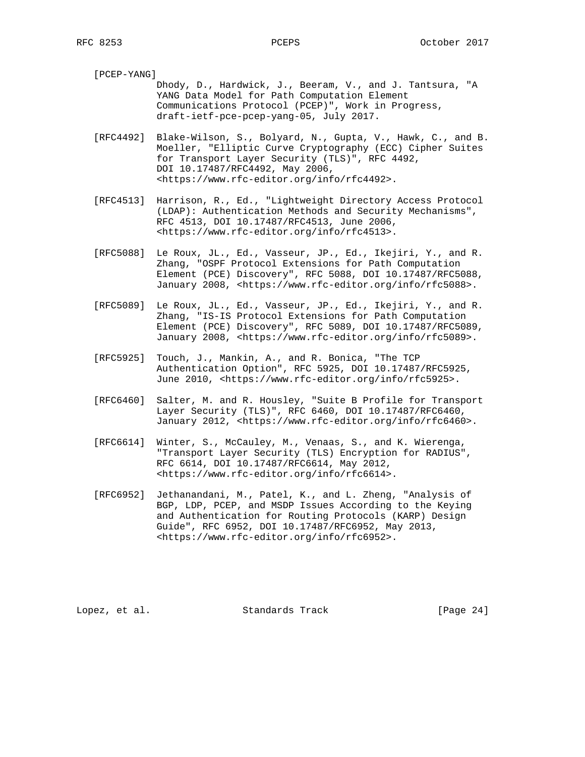[PCEP-YANG]
Dhody, D., Hardwick, J., Beeram, V., and J. Tantsura, "A YANG Data Model for Path Computation Element Communications Protocol (PCEP)", Work in Progress, draft-ietf-pce-pcep-yang-05, July 2017.

[RFC4492] Blake-Wilson, S., Bolyard, N., Gupta, V., Hawk, C., and B. Moeller, "Elliptic Curve Cryptography (ECC) Cipher Suites for Transport Layer Security (TLS)", RFC 4492, DOI 10.17487/RFC4492, May 2006, <https://www.rfc-editor.org/info/rfc4492>.

[RFC4513] Harrison, R., Ed., "Lightweight Directory Access Protocol (LDAP): Authentication Methods and Security Mechanisms", RFC 4513, DOI 10.17487/RFC4513, June 2006, <https://www.rfc-editor.org/info/rfc4513>.

[RFC5088] Le Roux, JL., Ed., Vasseur, JP., Ed., Ikejiri, Y., and R. Zhang, "OSPF Protocol Extensions for Path Computation Element (PCE) Discovery", RFC 5088, DOI 10.17487/RFC5088, January 2008, <https://www.rfc-editor.org/info/rfc5088>.

[RFC5089] Le Roux, JL., Ed., Vasseur, JP., Ed., Ikejiri, Y., and R. Zhang, "IS-IS Protocol Extensions for Path Computation Element (PCE) Discovery", RFC 5089, DOI 10.17487/RFC5089, January 2008, <https://www.rfc-editor.org/info/rfc5089>.

[RFC5925] Touch, J., Mankin, A., and R. Bonica, "The TCP Authentication Option", RFC 5925, DOI 10.17487/RFC5925, June 2010, <https://www.rfc-editor.org/info/rfc5925>.

[RFC6460] Salter, M. and R. Housley, "Suite B Profile for Transport Layer Security (TLS)", RFC 6460, DOI 10.17487/RFC6460, January 2012, <https://www.rfc-editor.org/info/rfc6460>.

[RFC6614] Winter, S., McCauley, M., Venaas, S., and K. Wierenga, "Transport Layer Security (TLS) Encryption for RADIUS", RFC 6614, DOI 10.17487/RFC6614, May 2012, <https://www.rfc-editor.org/info/rfc6614>.

[RFC6952] Jethanandani, M., Patel, K., and L. Zheng, "Analysis of BGP, LDP, PCEP, and MSDP Issues According to the Keying and Authentication for Routing Protocols (KARP) Design Guide", RFC 6952, DOI 10.17487/RFC6952, May 2013, <https://www.rfc-editor.org/info/rfc6952>.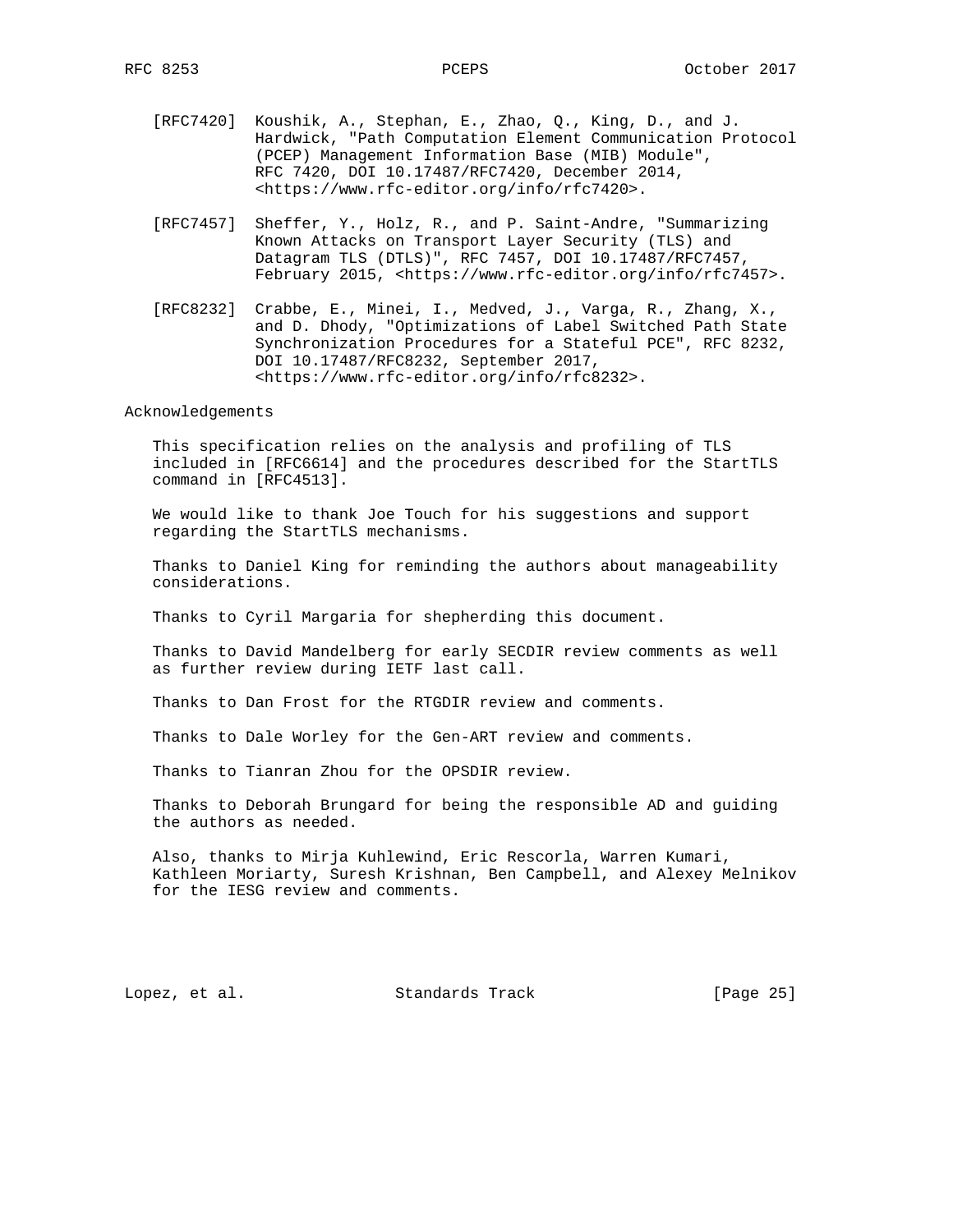[RFC7420] Koushik, A., Stephan, E., Zhao, Q., King, D., and J. Hardwick, "Path Computation Element Communication Protocol (PCEP) Management Information Base (MIB) Module", RFC 7420, DOI 10.17487/RFC7420, December 2014, <https://www.rfc-editor.org/info/rfc7420>.

[RFC7457] Sheffer, Y., Holz, R., and P. Saint-Andre, "Summarizing Known Attacks on Transport Layer Security (TLS) and Datagram TLS (DTLS)", RFC 7457, DOI 10.17487/RFC7457, February 2015, <https://www.rfc-editor.org/info/rfc7457>.

[RFC8232] Crabbe, E., Minei, I., Medved, J., Varga, R., Zhang, X., and D. Dhody, "Optimizations of Label Switched Path State Synchronization Procedures for a Stateful PCE", RFC 8232, DOI 10.17487/RFC8232, September 2017, <https://www.rfc-editor.org/info/rfc8232>.

## Acknowledgements

This specification relies on the analysis and profiling of TLS included in [RFC6614] and the procedures described for the StartTLS command in [RFC4513].

We would like to thank Joe Touch for his suggestions and support regarding the StartTLS mechanisms.

Thanks to Daniel King for reminding the authors about manageability considerations.

Thanks to Cyril Margaria for shepherding this document.

Thanks to David Mandelberg for early SECDIR review comments as well as further review during IETF last call.

Thanks to Dan Frost for the RTGDIR review and comments.

Thanks to Dale Worley for the Gen-ART review and comments.

Thanks to Tianran Zhou for the OPSDIR review.

Thanks to Deborah Brungard for being the responsible AD and guiding the authors as needed.

Also, thanks to Mirja Kuhlewind, Eric Rescorla, Warren Kumari, Kathleen Moriarty, Suresh Krishnan, Ben Campbell, and Alexey Melnikov for the IESG review and comments.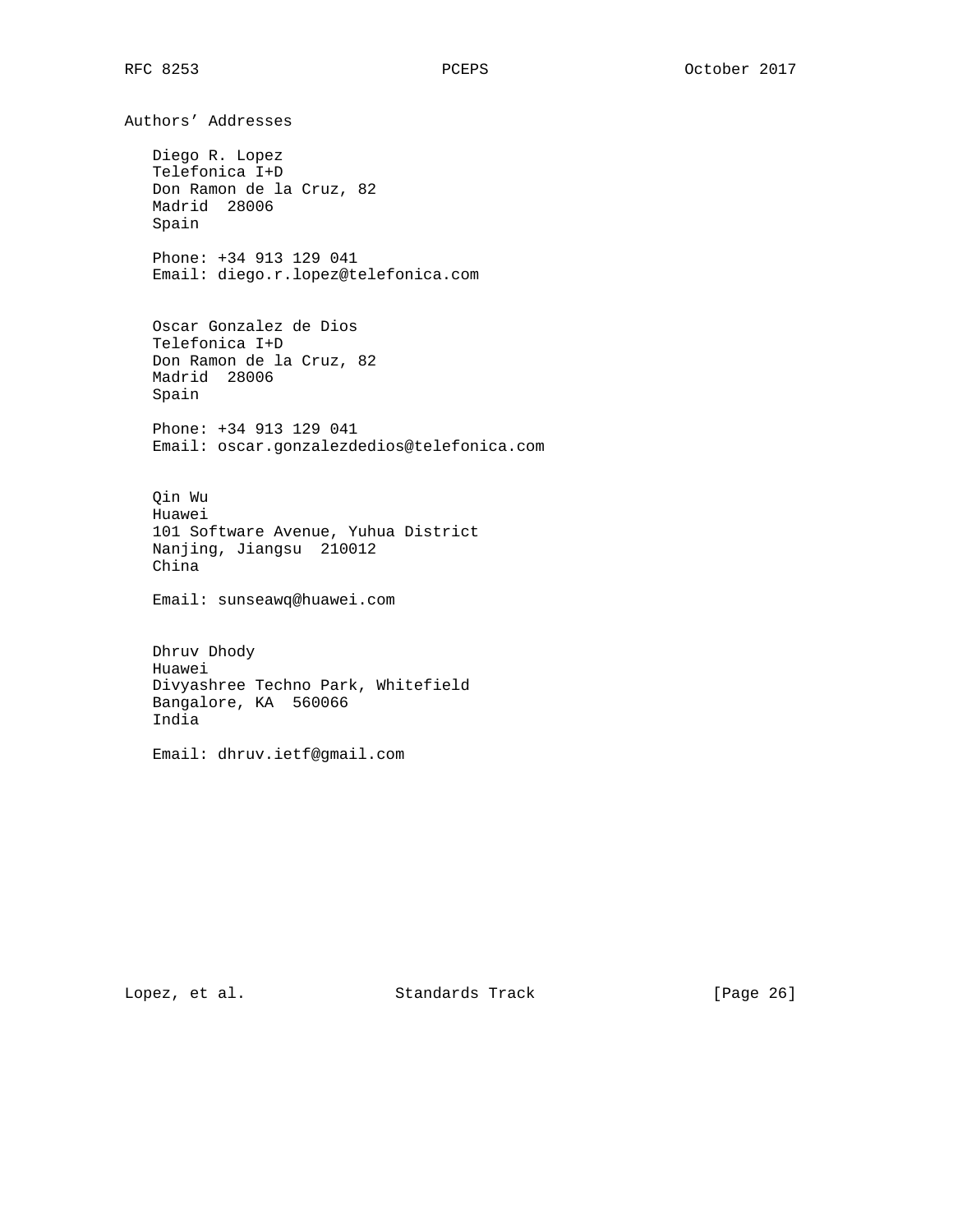## Authors' Addresses

Diego R. Lopez
Telefonica I+D
Don Ramon de la Cruz, 82
Madrid  28006
Spain

Phone: +34 913 129 041
Email: diego.r.lopez@telefonica.com

Oscar Gonzalez de Dios
Telefonica I+D
Don Ramon de la Cruz, 82
Madrid  28006
Spain

Phone: +34 913 129 041
Email: oscar.gonzalezdedios@telefonica.com

Qin Wu
Huawei
101 Software Avenue, Yuhua District
Nanjing, Jiangsu  210012
China

Email: sunseawq@huawei.com

Dhruv Dhody
Huawei
Divyashree Techno Park, Whitefield
Bangalore, KA  560066
India

Email: dhruv.ietf@gmail.com